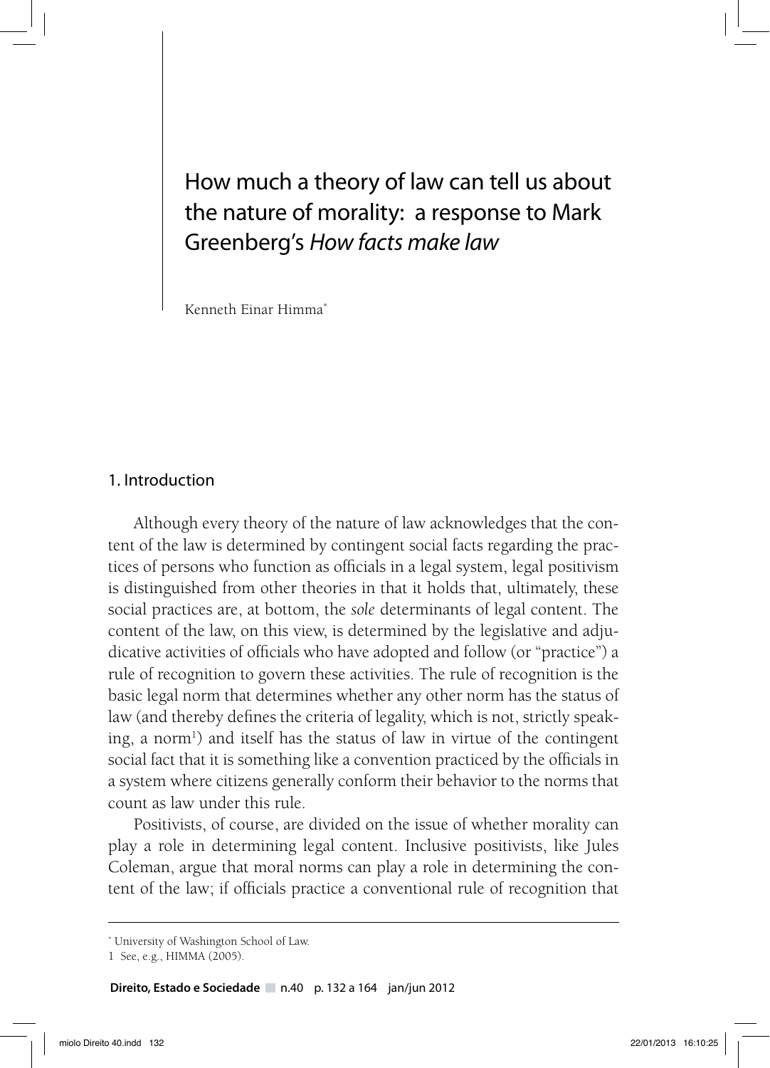# How much a theory of law can tell us about the nature of morality: a response to Mark Greenberg's *How facts make law*

Kenneth Einar Himma[*]

## 1. Introduction

Although every theory of the nature of law acknowledges that the content of the law is determined by contingent social facts regarding the practices of persons who function as officials in a legal system, legal positivism is distinguished from other theories in that it holds that, ultimately, these social practices are, at bottom, the *sole* determinants of legal content. The content of the law, on this view, is determined by the legislative and adjudicative activities of officials who have adopted and follow (or "practice") a rule of recognition to govern these activities. The rule of recognition is the basic legal norm that determines whether any other norm has the status of law (and thereby defines the criteria of legality, which is not, strictly speaking, a norm[1]) and itself has the status of law in virtue of the contingent social fact that it is something like a convention practiced by the officials in a system where citizens generally conform their behavior to the norms that count as law under this rule.

Positivists, of course, are divided on the issue of whether morality can play a role in determining legal content. Inclusive positivists, like Jules Coleman, argue that moral norms can play a role in determining the content of the law; if officials practice a conventional rule of recognition that

---

[*] University of Washington School of Law.

[1] See, e.g., HIMMA (2005).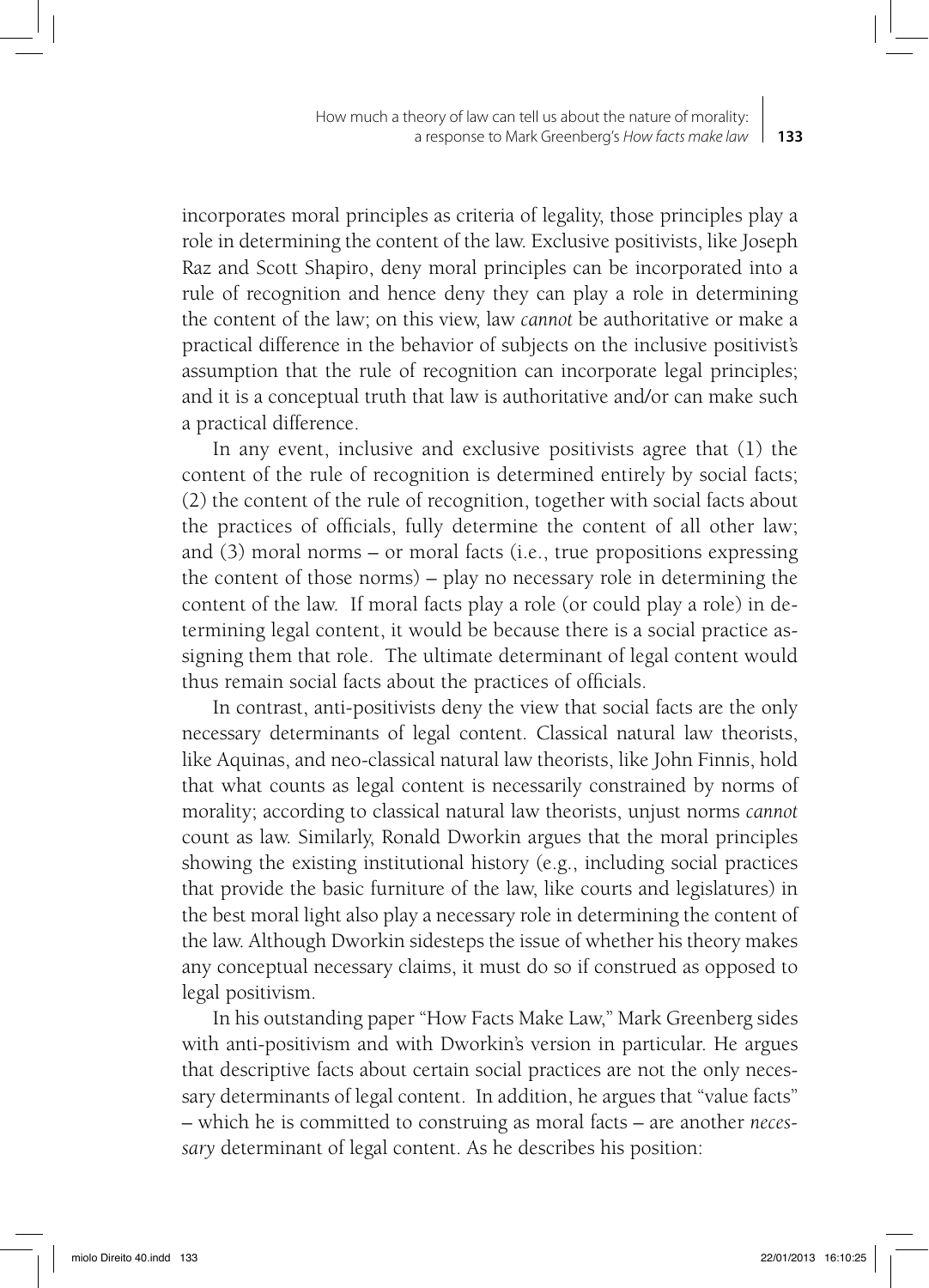incorporates moral principles as criteria of legality, those principles play a role in determining the content of the law. Exclusive positivists, like Joseph Raz and Scott Shapiro, deny moral principles can be incorporated into a rule of recognition and hence deny they can play a role in determining the content of the law; on this view, law *cannot* be authoritative or make a practical difference in the behavior of subjects on the inclusive positivist's assumption that the rule of recognition can incorporate legal principles; and it is a conceptual truth that law is authoritative and/or can make such a practical difference.

In any event, inclusive and exclusive positivists agree that (1) the content of the rule of recognition is determined entirely by social facts; (2) the content of the rule of recognition, together with social facts about the practices of officials, fully determine the content of all other law; and (3) moral norms – or moral facts (i.e., true propositions expressing the content of those norms) – play no necessary role in determining the content of the law. If moral facts play a role (or could play a role) in determining legal content, it would be because there is a social practice assigning them that role. The ultimate determinant of legal content would thus remain social facts about the practices of officials.

In contrast, anti-positivists deny the view that social facts are the only necessary determinants of legal content. Classical natural law theorists, like Aquinas, and neo-classical natural law theorists, like John Finnis, hold that what counts as legal content is necessarily constrained by norms of morality; according to classical natural law theorists, unjust norms *cannot* count as law. Similarly, Ronald Dworkin argues that the moral principles showing the existing institutional history (e.g., including social practices that provide the basic furniture of the law, like courts and legislatures) in the best moral light also play a necessary role in determining the content of the law. Although Dworkin sidesteps the issue of whether his theory makes any conceptual necessary claims, it must do so if construed as opposed to legal positivism.

In his outstanding paper "How Facts Make Law," Mark Greenberg sides with anti-positivism and with Dworkin's version in particular. He argues that descriptive facts about certain social practices are not the only necessary determinants of legal content. In addition, he argues that "value facts" – which he is committed to construing as moral facts – are another *necessary* determinant of legal content. As he describes his position: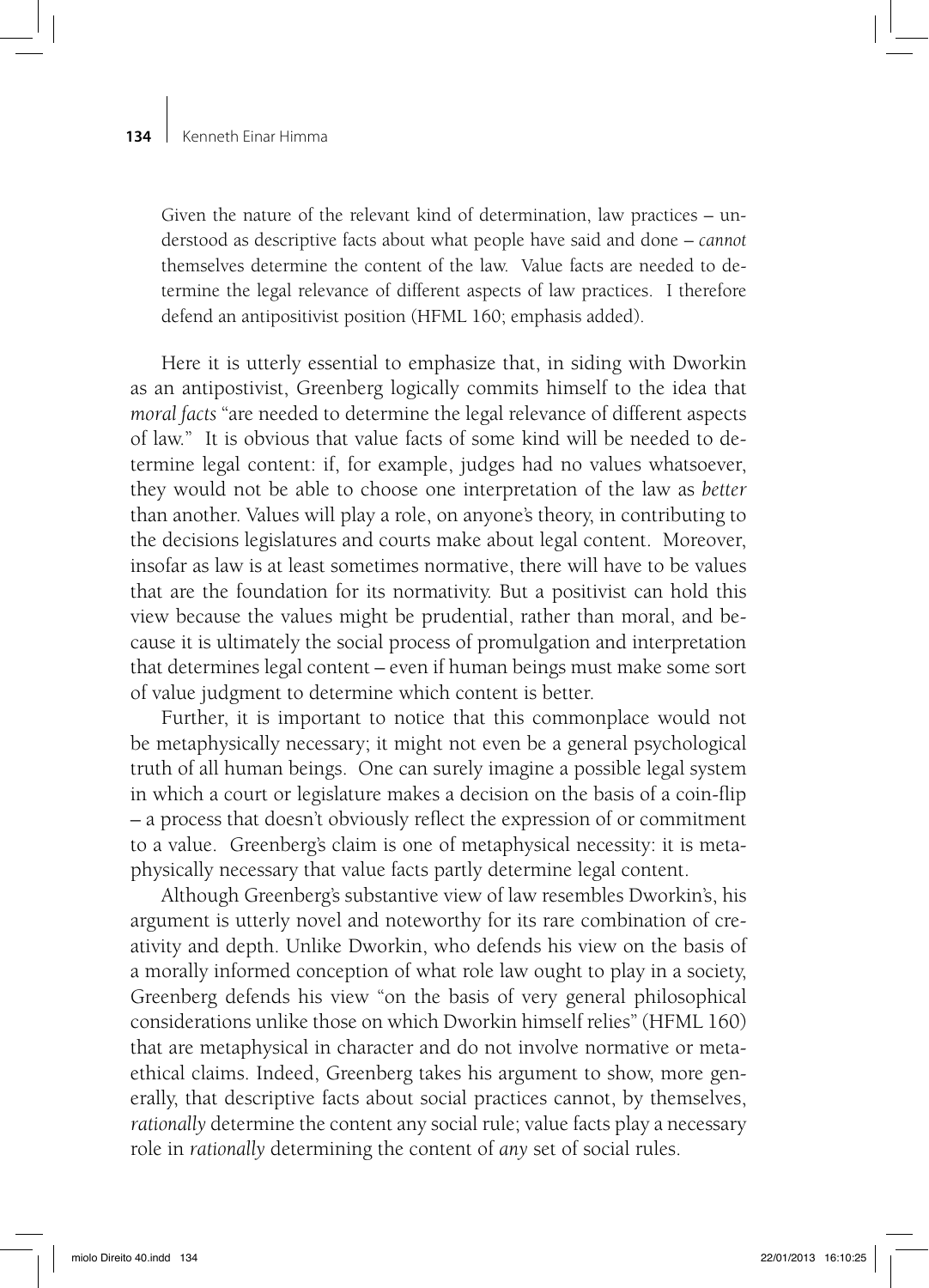> Given the nature of the relevant kind of determination, law practices – understood as descriptive facts about what people have said and done – *cannot* themselves determine the content of the law. Value facts are needed to determine the legal relevance of different aspects of law practices. I therefore defend an antipositivist position (HFML 160; emphasis added).

Here it is utterly essential to emphasize that, in siding with Dworkin as an antipostivist, Greenberg logically commits himself to the idea that *moral facts* "are needed to determine the legal relevance of different aspects of law." It is obvious that value facts of some kind will be needed to determine legal content: if, for example, judges had no values whatsoever, they would not be able to choose one interpretation of the law as *better* than another. Values will play a role, on anyone's theory, in contributing to the decisions legislatures and courts make about legal content. Moreover, insofar as law is at least sometimes normative, there will have to be values that are the foundation for its normativity. But a positivist can hold this view because the values might be prudential, rather than moral, and because it is ultimately the social process of promulgation and interpretation that determines legal content – even if human beings must make some sort of value judgment to determine which content is better.

Further, it is important to notice that this commonplace would not be metaphysically necessary; it might not even be a general psychological truth of all human beings. One can surely imagine a possible legal system in which a court or legislature makes a decision on the basis of a coin-flip – a process that doesn't obviously reflect the expression of or commitment to a value. Greenberg's claim is one of metaphysical necessity: it is metaphysically necessary that value facts partly determine legal content.

Although Greenberg's substantive view of law resembles Dworkin's, his argument is utterly novel and noteworthy for its rare combination of creativity and depth. Unlike Dworkin, who defends his view on the basis of a morally informed conception of what role law ought to play in a society, Greenberg defends his view "on the basis of very general philosophical considerations unlike those on which Dworkin himself relies" (HFML 160) that are metaphysical in character and do not involve normative or metaethical claims. Indeed, Greenberg takes his argument to show, more generally, that descriptive facts about social practices cannot, by themselves, *rationally* determine the content any social rule; value facts play a necessary role in *rationally* determining the content of *any* set of social rules.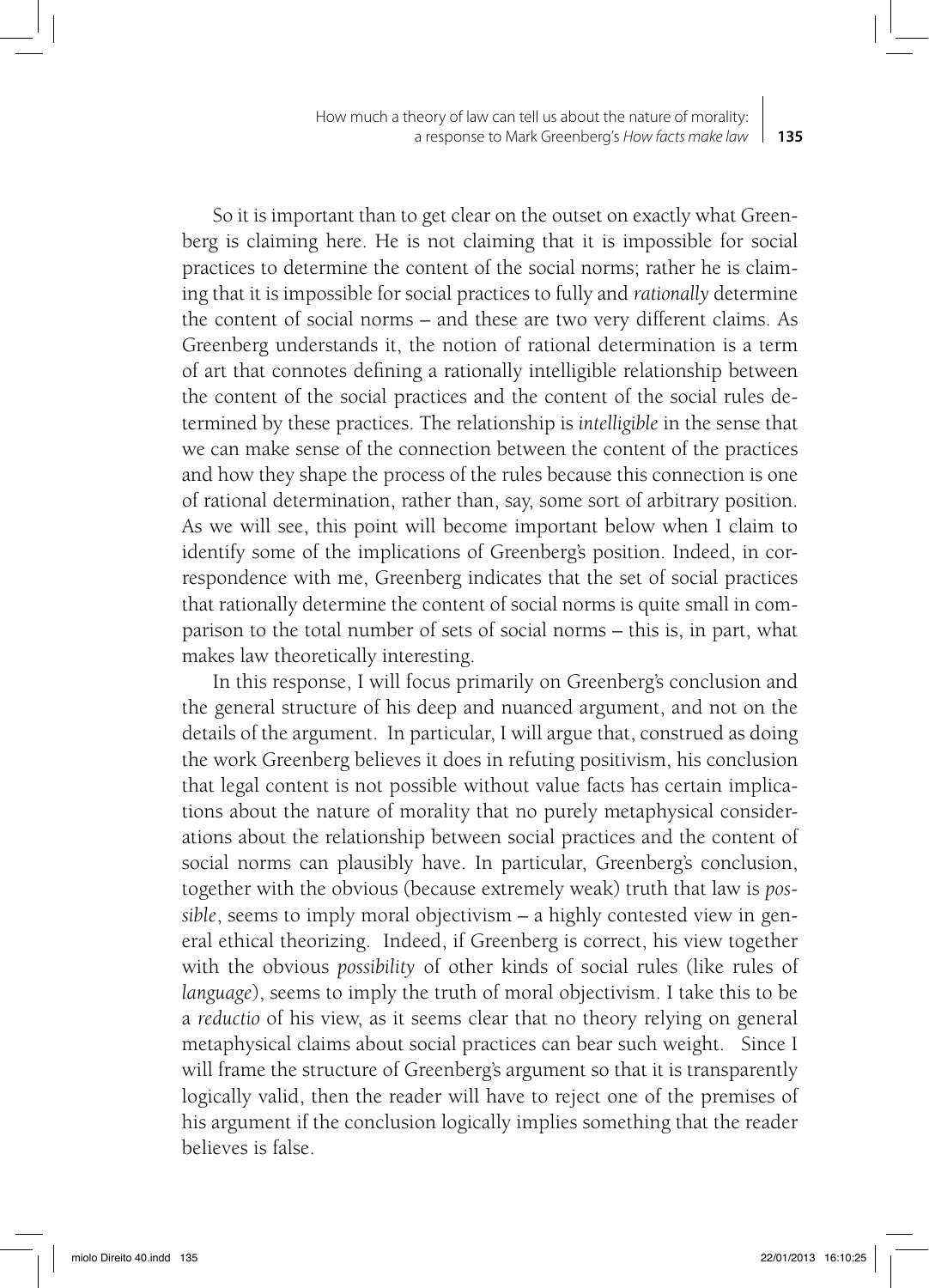So it is important than to get clear on the outset on exactly what Greenberg is claiming here. He is not claiming that it is impossible for social practices to determine the content of the social norms; rather he is claiming that it is impossible for social practices to fully and *rationally* determine the content of social norms – and these are two very different claims. As Greenberg understands it, the notion of rational determination is a term of art that connotes defining a rationally intelligible relationship between the content of the social practices and the content of the social rules determined by these practices. The relationship is *intelligible* in the sense that we can make sense of the connection between the content of the practices and how they shape the process of the rules because this connection is one of rational determination, rather than, say, some sort of arbitrary position. As we will see, this point will become important below when I claim to identify some of the implications of Greenberg's position. Indeed, in correspondence with me, Greenberg indicates that the set of social practices that rationally determine the content of social norms is quite small in comparison to the total number of sets of social norms – this is, in part, what makes law theoretically interesting.

In this response, I will focus primarily on Greenberg's conclusion and the general structure of his deep and nuanced argument, and not on the details of the argument. In particular, I will argue that, construed as doing the work Greenberg believes it does in refuting positivism, his conclusion that legal content is not possible without value facts has certain implications about the nature of morality that no purely metaphysical considerations about the relationship between social practices and the content of social norms can plausibly have. In particular, Greenberg's conclusion, together with the obvious (because extremely weak) truth that law is *possible*, seems to imply moral objectivism – a highly contested view in general ethical theorizing. Indeed, if Greenberg is correct, his view together with the obvious *possibility* of other kinds of social rules (like rules of *language*), seems to imply the truth of moral objectivism. I take this to be a *reductio* of his view, as it seems clear that no theory relying on general metaphysical claims about social practices can bear such weight. Since I will frame the structure of Greenberg's argument so that it is transparently logically valid, then the reader will have to reject one of the premises of his argument if the conclusion logically implies something that the reader believes is false.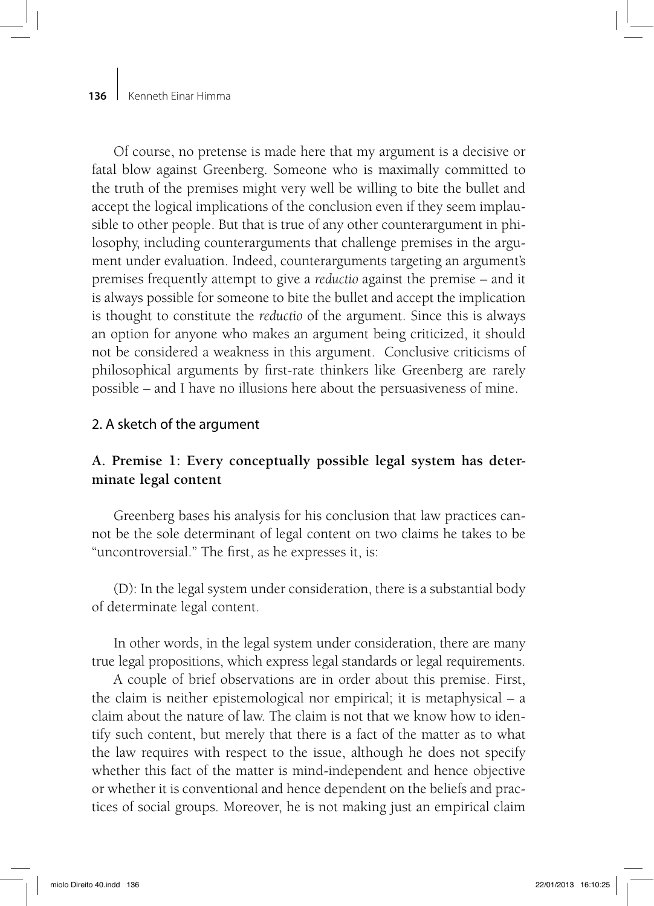Of course, no pretense is made here that my argument is a decisive or fatal blow against Greenberg. Someone who is maximally committed to the truth of the premises might very well be willing to bite the bullet and accept the logical implications of the conclusion even if they seem implausible to other people. But that is true of any other counterargument in philosophy, including counterarguments that challenge premises in the argument under evaluation. Indeed, counterarguments targeting an argument's premises frequently attempt to give a *reductio* against the premise – and it is always possible for someone to bite the bullet and accept the implication is thought to constitute the *reductio* of the argument. Since this is always an option for anyone who makes an argument being criticized, it should not be considered a weakness in this argument. Conclusive criticisms of philosophical arguments by first-rate thinkers like Greenberg are rarely possible – and I have no illusions here about the persuasiveness of mine.

## 2. A sketch of the argument

### A. Premise 1: Every conceptually possible legal system has determinate legal content

Greenberg bases his analysis for his conclusion that law practices cannot be the sole determinant of legal content on two claims he takes to be "uncontroversial." The first, as he expresses it, is:

(D): In the legal system under consideration, there is a substantial body of determinate legal content.

In other words, in the legal system under consideration, there are many true legal propositions, which express legal standards or legal requirements.

A couple of brief observations are in order about this premise. First, the claim is neither epistemological nor empirical; it is metaphysical – a claim about the nature of law. The claim is not that we know how to identify such content, but merely that there is a fact of the matter as to what the law requires with respect to the issue, although he does not specify whether this fact of the matter is mind-independent and hence objective or whether it is conventional and hence dependent on the beliefs and practices of social groups. Moreover, he is not making just an empirical claim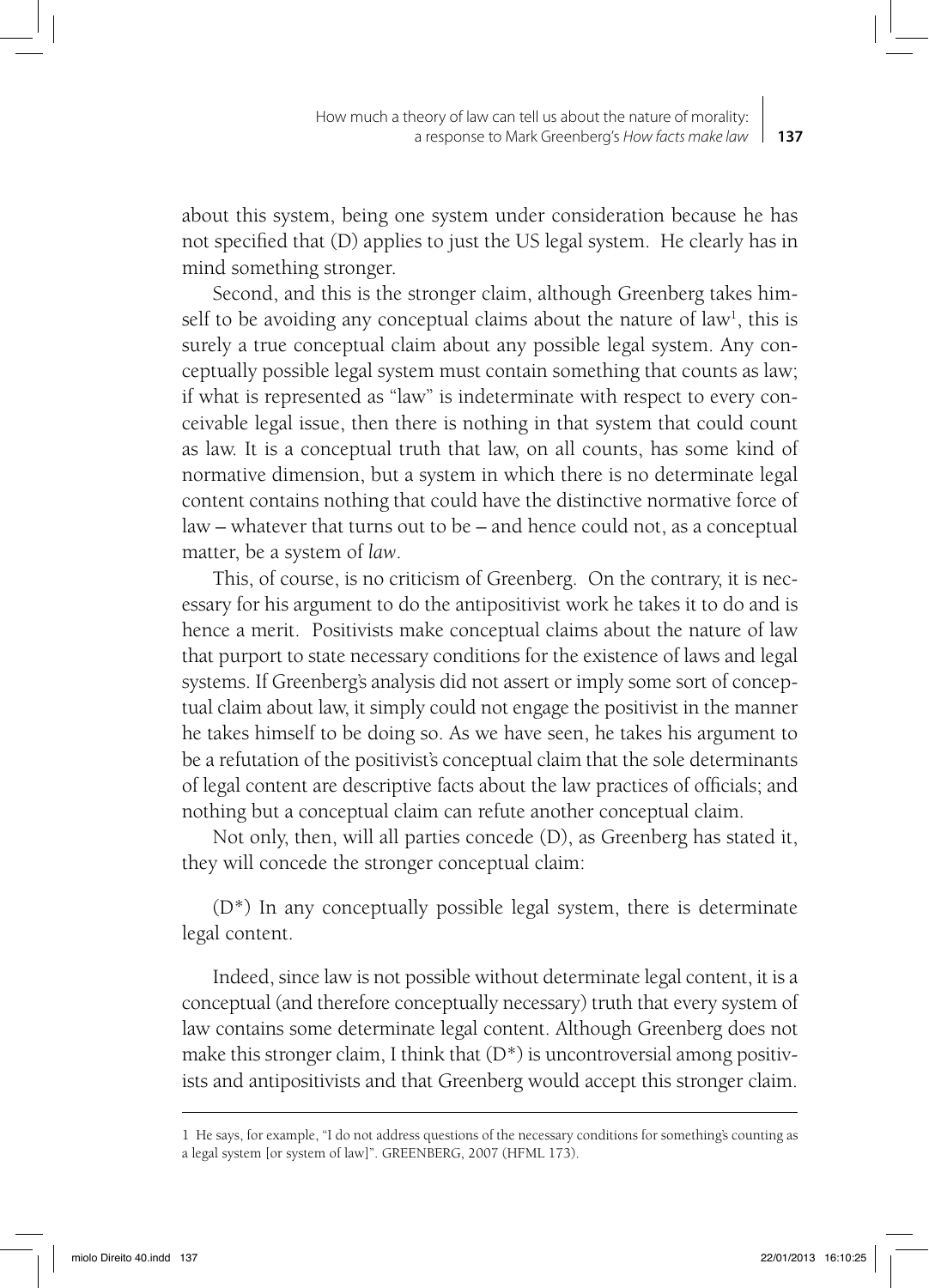about this system, being one system under consideration because he has not specified that (D) applies to just the US legal system. He clearly has in mind something stronger.

Second, and this is the stronger claim, although Greenberg takes himself to be avoiding any conceptual claims about the nature of law[1], this is surely a true conceptual claim about any possible legal system. Any conceptually possible legal system must contain something that counts as law; if what is represented as "law" is indeterminate with respect to every conceivable legal issue, then there is nothing in that system that could count as law. It is a conceptual truth that law, on all counts, has some kind of normative dimension, but a system in which there is no determinate legal content contains nothing that could have the distinctive normative force of law – whatever that turns out to be – and hence could not, as a conceptual matter, be a system of *law*.

This, of course, is no criticism of Greenberg. On the contrary, it is necessary for his argument to do the antipositivist work he takes it to do and is hence a merit. Positivists make conceptual claims about the nature of law that purport to state necessary conditions for the existence of laws and legal systems. If Greenberg's analysis did not assert or imply some sort of conceptual claim about law, it simply could not engage the positivist in the manner he takes himself to be doing so. As we have seen, he takes his argument to be a refutation of the positivist's conceptual claim that the sole determinants of legal content are descriptive facts about the law practices of officials; and nothing but a conceptual claim can refute another conceptual claim.

Not only, then, will all parties concede (D), as Greenberg has stated it, they will concede the stronger conceptual claim:

(D*) In any conceptually possible legal system, there is determinate legal content.

Indeed, since law is not possible without determinate legal content, it is a conceptual (and therefore conceptually necessary) truth that every system of law contains some determinate legal content. Although Greenberg does not make this stronger claim, I think that (D*) is uncontroversial among positivists and antipositivists and that Greenberg would accept this stronger claim.

---

1 He says, for example, "I do not address questions of the necessary conditions for something's counting as a legal system [or system of law]". GREENBERG, 2007 (HFML 173).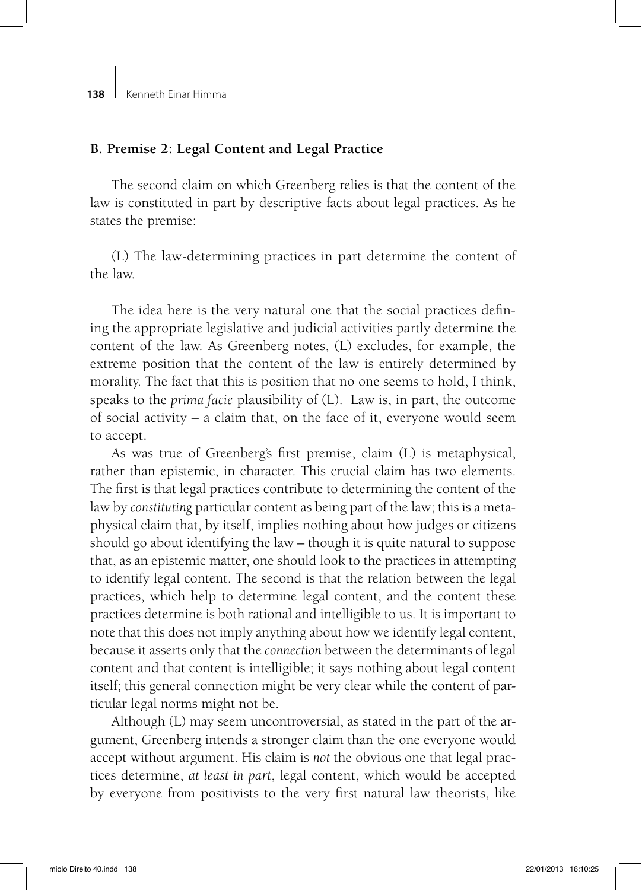## B. Premise 2: Legal Content and Legal Practice

The second claim on which Greenberg relies is that the content of the law is constituted in part by descriptive facts about legal practices. As he states the premise:

(L) The law-determining practices in part determine the content of the law.

The idea here is the very natural one that the social practices defining the appropriate legislative and judicial activities partly determine the content of the law. As Greenberg notes, (L) excludes, for example, the extreme position that the content of the law is entirely determined by morality. The fact that this is position that no one seems to hold, I think, speaks to the *prima facie* plausibility of (L). Law is, in part, the outcome of social activity – a claim that, on the face of it, everyone would seem to accept.

As was true of Greenberg's first premise, claim (L) is metaphysical, rather than epistemic, in character. This crucial claim has two elements. The first is that legal practices contribute to determining the content of the law by *constituting* particular content as being part of the law; this is a metaphysical claim that, by itself, implies nothing about how judges or citizens should go about identifying the law – though it is quite natural to suppose that, as an epistemic matter, one should look to the practices in attempting to identify legal content. The second is that the relation between the legal practices, which help to determine legal content, and the content these practices determine is both rational and intelligible to us. It is important to note that this does not imply anything about how we identify legal content, because it asserts only that the *connection* between the determinants of legal content and that content is intelligible; it says nothing about legal content itself; this general connection might be very clear while the content of particular legal norms might not be.

Although (L) may seem uncontroversial, as stated in the part of the argument, Greenberg intends a stronger claim than the one everyone would accept without argument. His claim is *not* the obvious one that legal practices determine, *at least in part*, legal content, which would be accepted by everyone from positivists to the very first natural law theorists, like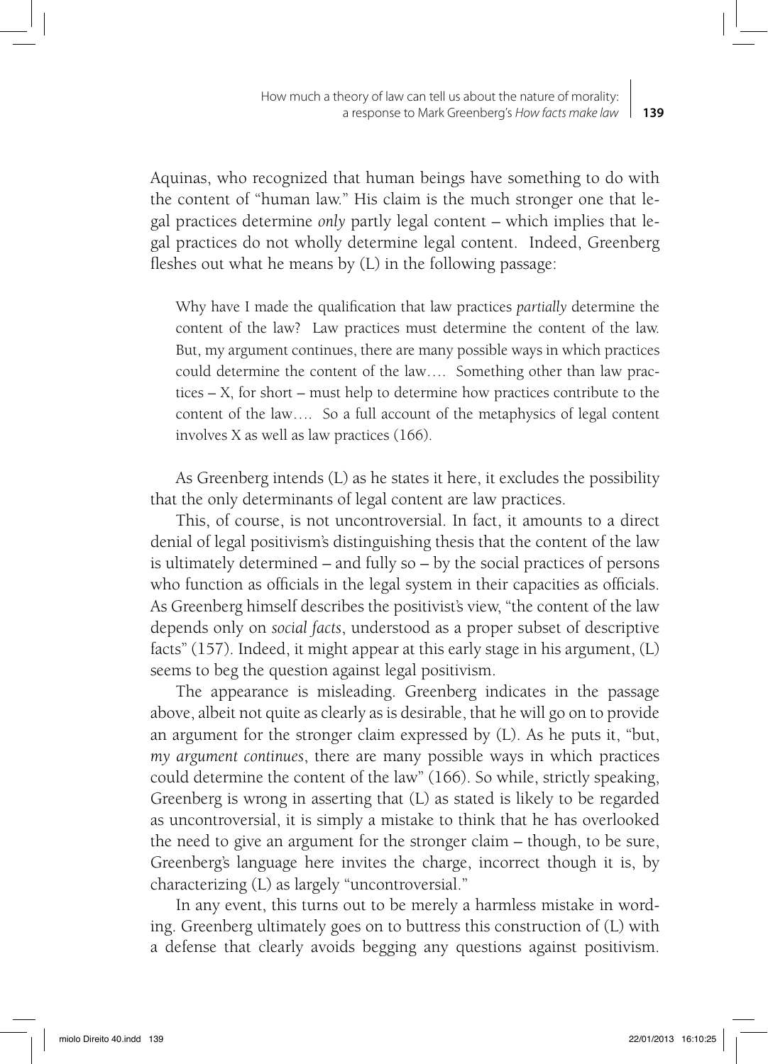Aquinas, who recognized that human beings have something to do with the content of "human law." His claim is the much stronger one that legal practices determine *only* partly legal content – which implies that legal practices do not wholly determine legal content. Indeed, Greenberg fleshes out what he means by (L) in the following passage:

> Why have I made the qualification that law practices *partially* determine the content of the law? Law practices must determine the content of the law. But, my argument continues, there are many possible ways in which practices could determine the content of the law…. Something other than law practices – X, for short – must help to determine how practices contribute to the content of the law…. So a full account of the metaphysics of legal content involves X as well as law practices (166).

As Greenberg intends (L) as he states it here, it excludes the possibility that the only determinants of legal content are law practices.

This, of course, is not uncontroversial. In fact, it amounts to a direct denial of legal positivism's distinguishing thesis that the content of the law is ultimately determined – and fully so – by the social practices of persons who function as officials in the legal system in their capacities as officials. As Greenberg himself describes the positivist's view, "the content of the law depends only on *social facts*, understood as a proper subset of descriptive facts" (157). Indeed, it might appear at this early stage in his argument, (L) seems to beg the question against legal positivism.

The appearance is misleading. Greenberg indicates in the passage above, albeit not quite as clearly as is desirable, that he will go on to provide an argument for the stronger claim expressed by (L). As he puts it, "but, *my argument continues*, there are many possible ways in which practices could determine the content of the law" (166). So while, strictly speaking, Greenberg is wrong in asserting that (L) as stated is likely to be regarded as uncontroversial, it is simply a mistake to think that he has overlooked the need to give an argument for the stronger claim – though, to be sure, Greenberg's language here invites the charge, incorrect though it is, by characterizing (L) as largely "uncontroversial."

In any event, this turns out to be merely a harmless mistake in wording. Greenberg ultimately goes on to buttress this construction of (L) with a defense that clearly avoids begging any questions against positivism.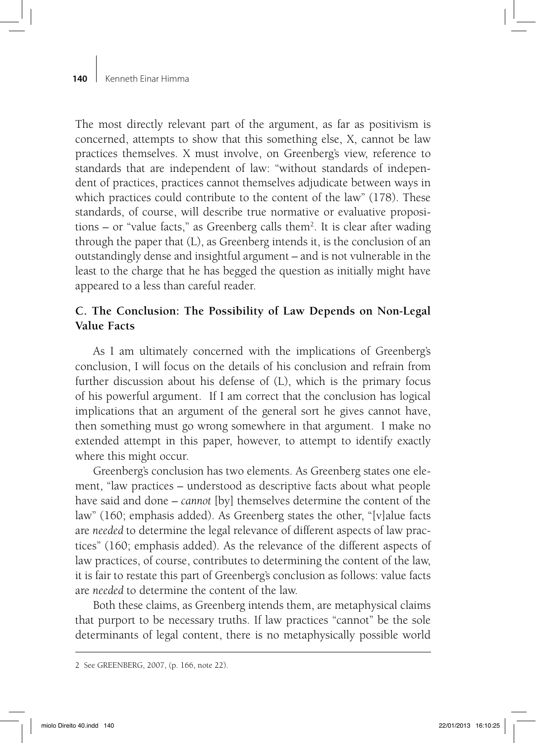The most directly relevant part of the argument, as far as positivism is concerned, attempts to show that this something else, X, cannot be law practices themselves. X must involve, on Greenberg's view, reference to standards that are independent of law: "without standards of independent of practices, practices cannot themselves adjudicate between ways in which practices could contribute to the content of the law" (178). These standards, of course, will describe true normative or evaluative propositions – or "value facts," as Greenberg calls them[2]. It is clear after wading through the paper that (L), as Greenberg intends it, is the conclusion of an outstandingly dense and insightful argument – and is not vulnerable in the least to the charge that he has begged the question as initially might have appeared to a less than careful reader.

### C. The Conclusion: The Possibility of Law Depends on Non-Legal Value Facts

As I am ultimately concerned with the implications of Greenberg's conclusion, I will focus on the details of his conclusion and refrain from further discussion about his defense of (L), which is the primary focus of his powerful argument. If I am correct that the conclusion has logical implications that an argument of the general sort he gives cannot have, then something must go wrong somewhere in that argument. I make no extended attempt in this paper, however, to attempt to identify exactly where this might occur.

Greenberg's conclusion has two elements. As Greenberg states one element, "law practices – understood as descriptive facts about what people have said and done – *cannot* [by] themselves determine the content of the law" (160; emphasis added). As Greenberg states the other, "[v]alue facts are *needed* to determine the legal relevance of different aspects of law practices" (160; emphasis added). As the relevance of the different aspects of law practices, of course, contributes to determining the content of the law, it is fair to restate this part of Greenberg's conclusion as follows: value facts are *needed* to determine the content of the law.

Both these claims, as Greenberg intends them, are metaphysical claims that purport to be necessary truths. If law practices "cannot" be the sole determinants of legal content, there is no metaphysically possible world

---

2 See GREENBERG, 2007, (p. 166, note 22).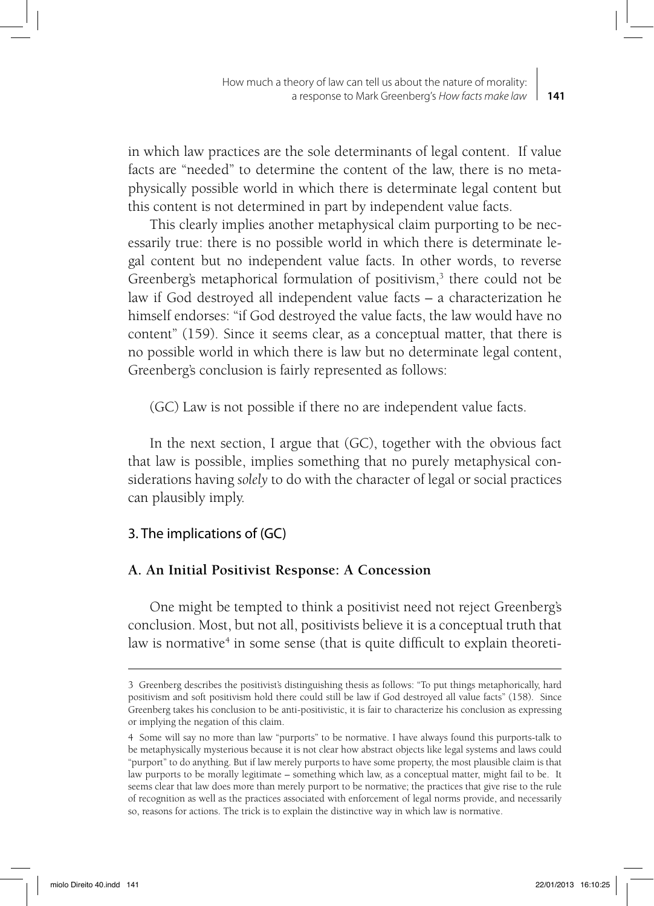in which law practices are the sole determinants of legal content. If value facts are "needed" to determine the content of the law, there is no metaphysically possible world in which there is determinate legal content but this content is not determined in part by independent value facts.

This clearly implies another metaphysical claim purporting to be necessarily true: there is no possible world in which there is determinate legal content but no independent value facts. In other words, to reverse Greenberg's metaphorical formulation of positivism,[3] there could not be law if God destroyed all independent value facts – a characterization he himself endorses: "if God destroyed the value facts, the law would have no content" (159). Since it seems clear, as a conceptual matter, that there is no possible world in which there is law but no determinate legal content, Greenberg's conclusion is fairly represented as follows:

(GC) Law is not possible if there no are independent value facts.

In the next section, I argue that (GC), together with the obvious fact that law is possible, implies something that no purely metaphysical considerations having *solely* to do with the character of legal or social practices can plausibly imply.

## 3. The implications of (GC)

### A. An Initial Positivist Response: A Concession

One might be tempted to think a positivist need not reject Greenberg's conclusion. Most, but not all, positivists believe it is a conceptual truth that law is normative[4] in some sense (that is quite difficult to explain theoreti-

---

3 Greenberg describes the positivist's distinguishing thesis as follows: "To put things metaphorically, hard positivism and soft positivism hold there could still be law if God destroyed all value facts" (158). Since Greenberg takes his conclusion to be anti-positivistic, it is fair to characterize his conclusion as expressing or implying the negation of this claim.

4 Some will say no more than law "purports" to be normative. I have always found this purports-talk to be metaphysically mysterious because it is not clear how abstract objects like legal systems and laws could "purport" to do anything. But if law merely purports to have some property, the most plausible claim is that law purports to be morally legitimate – something which law, as a conceptual matter, might fail to be. It seems clear that law does more than merely purport to be normative; the practices that give rise to the rule of recognition as well as the practices associated with enforcement of legal norms provide, and necessarily so, reasons for actions. The trick is to explain the distinctive way in which law is normative.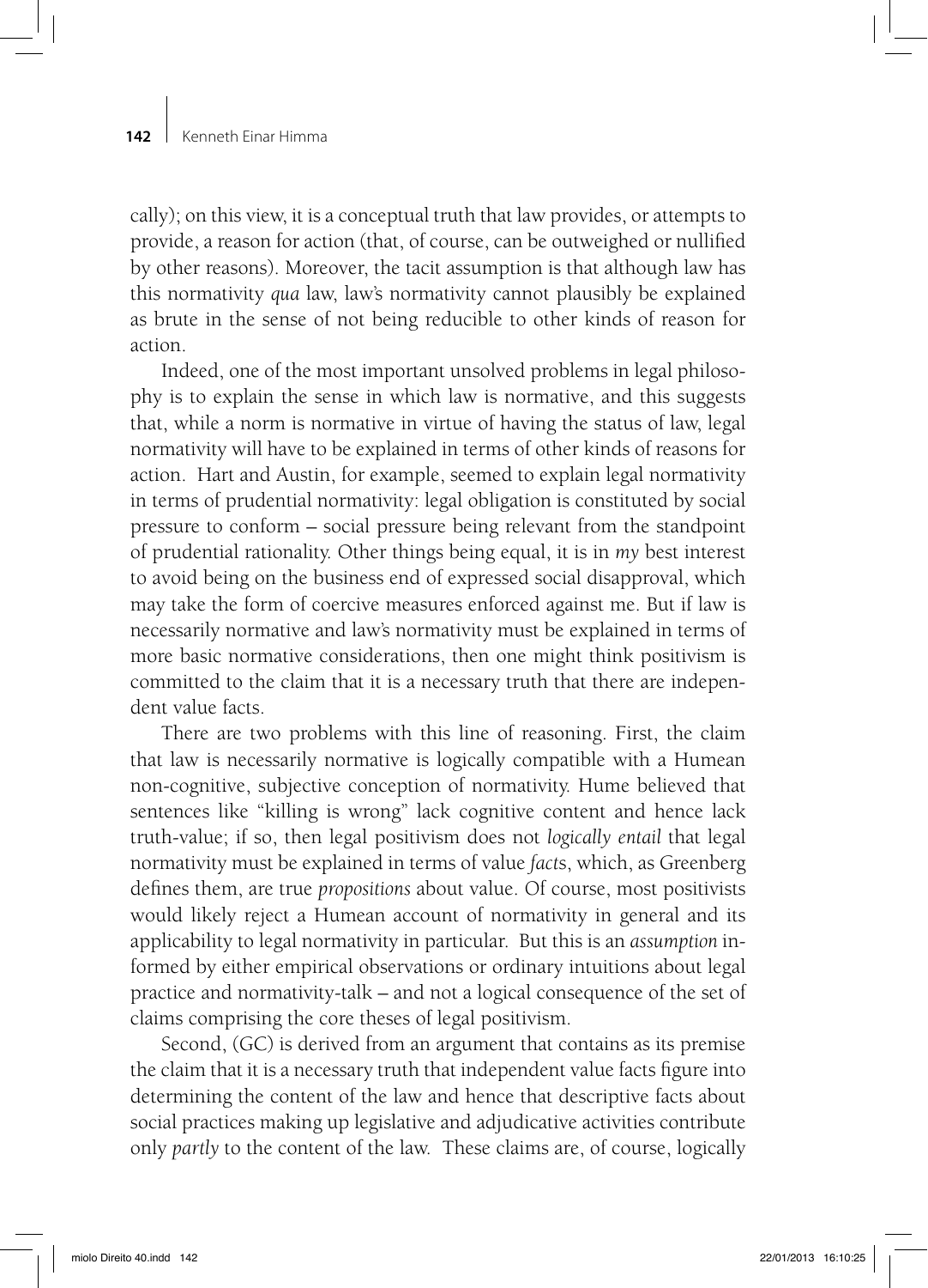cally); on this view, it is a conceptual truth that law provides, or attempts to provide, a reason for action (that, of course, can be outweighed or nullified by other reasons). Moreover, the tacit assumption is that although law has this normativity *qua* law, law's normativity cannot plausibly be explained as brute in the sense of not being reducible to other kinds of reason for action.

Indeed, one of the most important unsolved problems in legal philosophy is to explain the sense in which law is normative, and this suggests that, while a norm is normative in virtue of having the status of law, legal normativity will have to be explained in terms of other kinds of reasons for action. Hart and Austin, for example, seemed to explain legal normativity in terms of prudential normativity: legal obligation is constituted by social pressure to conform – social pressure being relevant from the standpoint of prudential rationality. Other things being equal, it is in *my* best interest to avoid being on the business end of expressed social disapproval, which may take the form of coercive measures enforced against me. But if law is necessarily normative and law's normativity must be explained in terms of more basic normative considerations, then one might think positivism is committed to the claim that it is a necessary truth that there are independent value facts.

There are two problems with this line of reasoning. First, the claim that law is necessarily normative is logically compatible with a Humean non-cognitive, subjective conception of normativity. Hume believed that sentences like "killing is wrong" lack cognitive content and hence lack truth-value; if so, then legal positivism does not *logically entail* that legal normativity must be explained in terms of value *facts*, which, as Greenberg defines them, are true *propositions* about value. Of course, most positivists would likely reject a Humean account of normativity in general and its applicability to legal normativity in particular. But this is an *assumption* informed by either empirical observations or ordinary intuitions about legal practice and normativity-talk – and not a logical consequence of the set of claims comprising the core theses of legal positivism.

Second, (GC) is derived from an argument that contains as its premise the claim that it is a necessary truth that independent value facts figure into determining the content of the law and hence that descriptive facts about social practices making up legislative and adjudicative activities contribute only *partly* to the content of the law. These claims are, of course, logically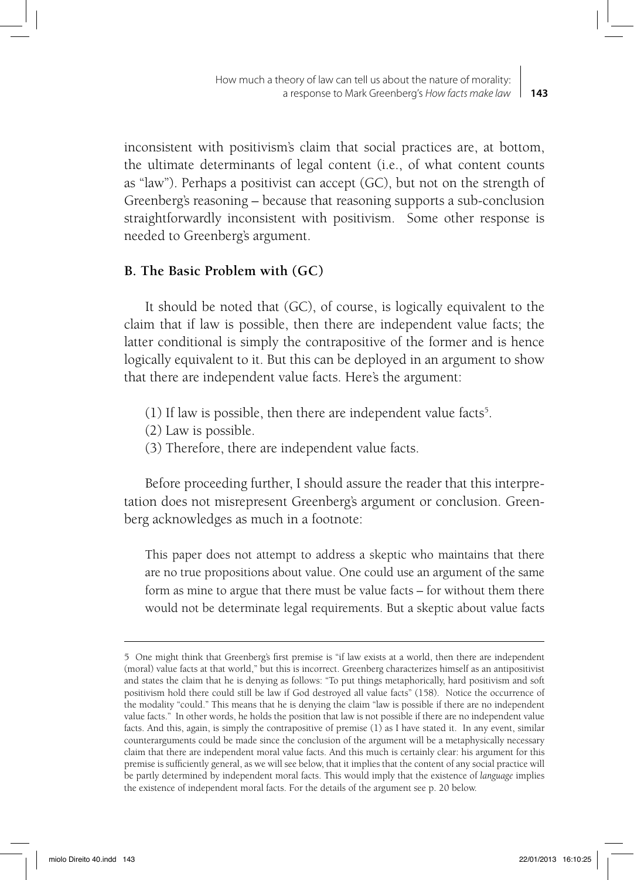inconsistent with positivism's claim that social practices are, at bottom, the ultimate determinants of legal content (i.e., of what content counts as "law"). Perhaps a positivist can accept (GC), but not on the strength of Greenberg's reasoning – because that reasoning supports a sub-conclusion straightforwardly inconsistent with positivism. Some other response is needed to Greenberg's argument.

### B. The Basic Problem with (GC)

It should be noted that (GC), of course, is logically equivalent to the claim that if law is possible, then there are independent value facts; the latter conditional is simply the contrapositive of the former and is hence logically equivalent to it. But this can be deployed in an argument to show that there are independent value facts. Here's the argument:

(1) If law is possible, then there are independent value facts[5].
(2) Law is possible.
(3) Therefore, there are independent value facts.

Before proceeding further, I should assure the reader that this interpretation does not misrepresent Greenberg's argument or conclusion. Greenberg acknowledges as much in a footnote:

> This paper does not attempt to address a skeptic who maintains that there are no true propositions about value. One could use an argument of the same form as mine to argue that there must be value facts – for without them there would not be determinate legal requirements. But a skeptic about value facts

---

5 One might think that Greenberg's first premise is "if law exists at a world, then there are independent (moral) value facts at that world," but this is incorrect. Greenberg characterizes himself as an antipositivist and states the claim that he is denying as follows: "To put things metaphorically, hard positivism and soft positivism hold there could still be law if God destroyed all value facts" (158). Notice the occurrence of the modality "could." This means that he is denying the claim "law is possible if there are no independent value facts." In other words, he holds the position that law is not possible if there are no independent value facts. And this, again, is simply the contrapositive of premise (1) as I have stated it. In any event, similar counterarguments could be made since the conclusion of the argument will be a metaphysically necessary claim that there are independent moral value facts. And this much is certainly clear: his argument for this premise is sufficiently general, as we will see below, that it implies that the content of any social practice will be partly determined by independent moral facts. This would imply that the existence of *language* implies the existence of independent moral facts. For the details of the argument see p. 20 below.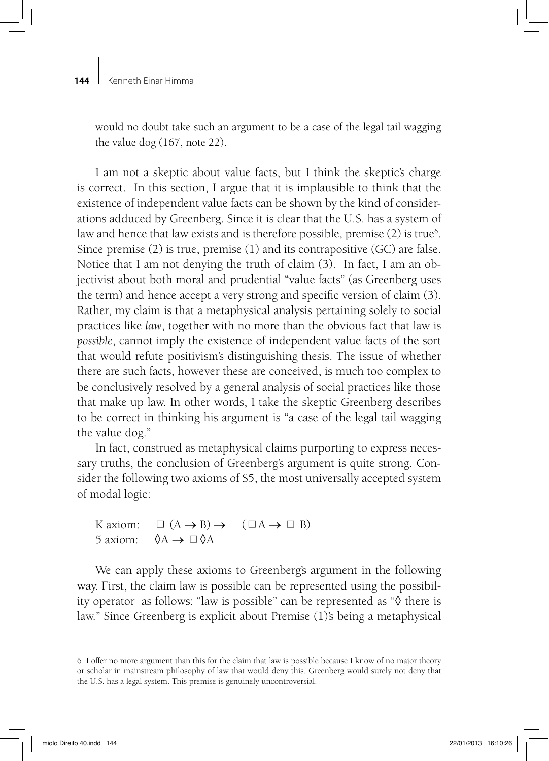would no doubt take such an argument to be a case of the legal tail wagging the value dog (167, note 22).

I am not a skeptic about value facts, but I think the skeptic's charge is correct. In this section, I argue that it is implausible to think that the existence of independent value facts can be shown by the kind of considerations adduced by Greenberg. Since it is clear that the U.S. has a system of law and hence that law exists and is therefore possible, premise (2) is true[6]. Since premise (2) is true, premise (1) and its contrapositive (GC) are false. Notice that I am not denying the truth of claim (3). In fact, I am an objectivist about both moral and prudential "value facts" (as Greenberg uses the term) and hence accept a very strong and specific version of claim (3). Rather, my claim is that a metaphysical analysis pertaining solely to social practices like *law*, together with no more than the obvious fact that law is *possible*, cannot imply the existence of independent value facts of the sort that would refute positivism's distinguishing thesis. The issue of whether there are such facts, however these are conceived, is much too complex to be conclusively resolved by a general analysis of social practices like those that make up law. In other words, I take the skeptic Greenberg describes to be correct in thinking his argument is "a case of the legal tail wagging the value dog."

In fact, construed as metaphysical claims purporting to express necessary truths, the conclusion of Greenberg's argument is quite strong. Consider the following two axioms of S5, the most universally accepted system of modal logic:

K axiom: $\Box (A \rightarrow B) \rightarrow (\Box A \rightarrow \Box B)$
5 axiom: $\Diamond A \rightarrow \Box \Diamond A$

We can apply these axioms to Greenberg's argument in the following way. First, the claim law is possible can be represented using the possibility operator as follows: "law is possible" can be represented as "$\Diamond$ there is law." Since Greenberg is explicit about Premise (1)'s being a metaphysical

---

6 I offer no more argument than this for the claim that law is possible because I know of no major theory or scholar in mainstream philosophy of law that would deny this. Greenberg would surely not deny that the U.S. has a legal system. This premise is genuinely uncontroversial.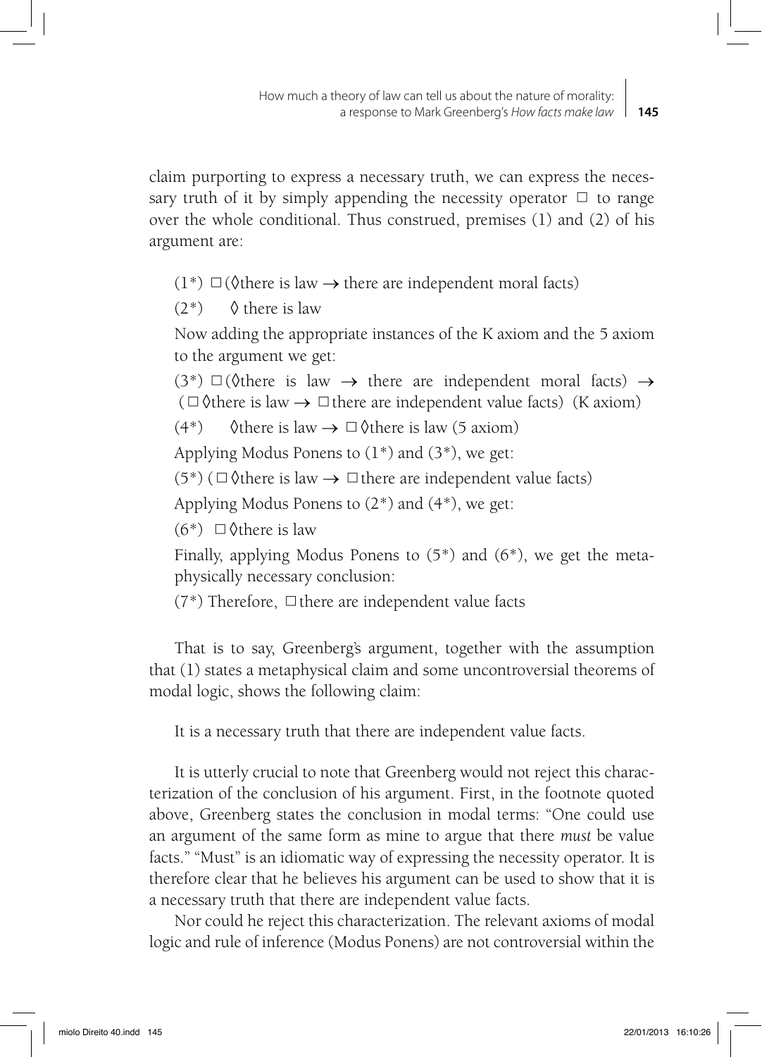claim purporting to express a necessary truth, we can express the necessary truth of it by simply appending the necessity operator $\Box$ to range over the whole conditional. Thus construed, premises (1) and (2) of his argument are:

(1*) $\Box$($\Diamond$there is law $\rightarrow$ there are independent moral facts)

(2*) $\Diamond$ there is law

Now adding the appropriate instances of the K axiom and the 5 axiom to the argument we get:

(3*) $\Box$($\Diamond$there is law $\rightarrow$ there are independent moral facts) $\rightarrow$ ($\Box\Diamond$there is law $\rightarrow$ $\Box$there are independent value facts) (K axiom)

(4*) $\Diamond$there is law $\rightarrow$ $\Box\Diamond$there is law (5 axiom)

Applying Modus Ponens to (1*) and (3*), we get:

(5*) ($\Box\Diamond$there is law $\rightarrow$ $\Box$there are independent value facts)

Applying Modus Ponens to (2*) and (4*), we get:

(6*) $\Box\Diamond$there is law

Finally, applying Modus Ponens to (5*) and (6*), we get the metaphysically necessary conclusion:

(7*) Therefore, $\Box$there are independent value facts

That is to say, Greenberg's argument, together with the assumption that (1) states a metaphysical claim and some uncontroversial theorems of modal logic, shows the following claim:

It is a necessary truth that there are independent value facts.

It is utterly crucial to note that Greenberg would not reject this characterization of the conclusion of his argument. First, in the footnote quoted above, Greenberg states the conclusion in modal terms: "One could use an argument of the same form as mine to argue that there *must* be value facts." "Must" is an idiomatic way of expressing the necessity operator. It is therefore clear that he believes his argument can be used to show that it is a necessary truth that there are independent value facts.

Nor could he reject this characterization. The relevant axioms of modal logic and rule of inference (Modus Ponens) are not controversial within the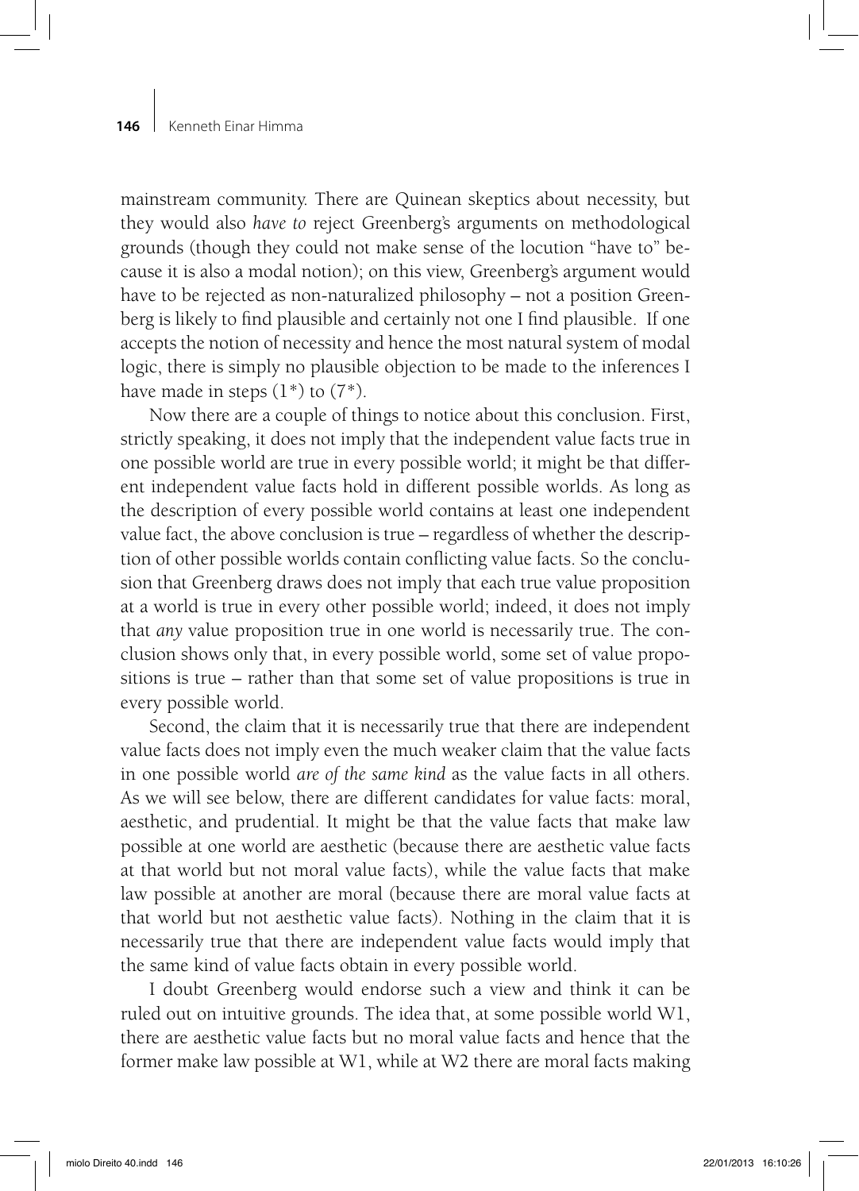mainstream community. There are Quinean skeptics about necessity, but they would also *have to* reject Greenberg's arguments on methodological grounds (though they could not make sense of the locution "have to" because it is also a modal notion); on this view, Greenberg's argument would have to be rejected as non-naturalized philosophy – not a position Greenberg is likely to find plausible and certainly not one I find plausible. If one accepts the notion of necessity and hence the most natural system of modal logic, there is simply no plausible objection to be made to the inferences I have made in steps (1*) to (7*).

Now there are a couple of things to notice about this conclusion. First, strictly speaking, it does not imply that the independent value facts true in one possible world are true in every possible world; it might be that different independent value facts hold in different possible worlds. As long as the description of every possible world contains at least one independent value fact, the above conclusion is true – regardless of whether the description of other possible worlds contain conflicting value facts. So the conclusion that Greenberg draws does not imply that each true value proposition at a world is true in every other possible world; indeed, it does not imply that *any* value proposition true in one world is necessarily true. The conclusion shows only that, in every possible world, some set of value propositions is true – rather than that some set of value propositions is true in every possible world.

Second, the claim that it is necessarily true that there are independent value facts does not imply even the much weaker claim that the value facts in one possible world *are of the same kind* as the value facts in all others. As we will see below, there are different candidates for value facts: moral, aesthetic, and prudential. It might be that the value facts that make law possible at one world are aesthetic (because there are aesthetic value facts at that world but not moral value facts), while the value facts that make law possible at another are moral (because there are moral value facts at that world but not aesthetic value facts). Nothing in the claim that it is necessarily true that there are independent value facts would imply that the same kind of value facts obtain in every possible world.

I doubt Greenberg would endorse such a view and think it can be ruled out on intuitive grounds. The idea that, at some possible world W1, there are aesthetic value facts but no moral value facts and hence that the former make law possible at W1, while at W2 there are moral facts making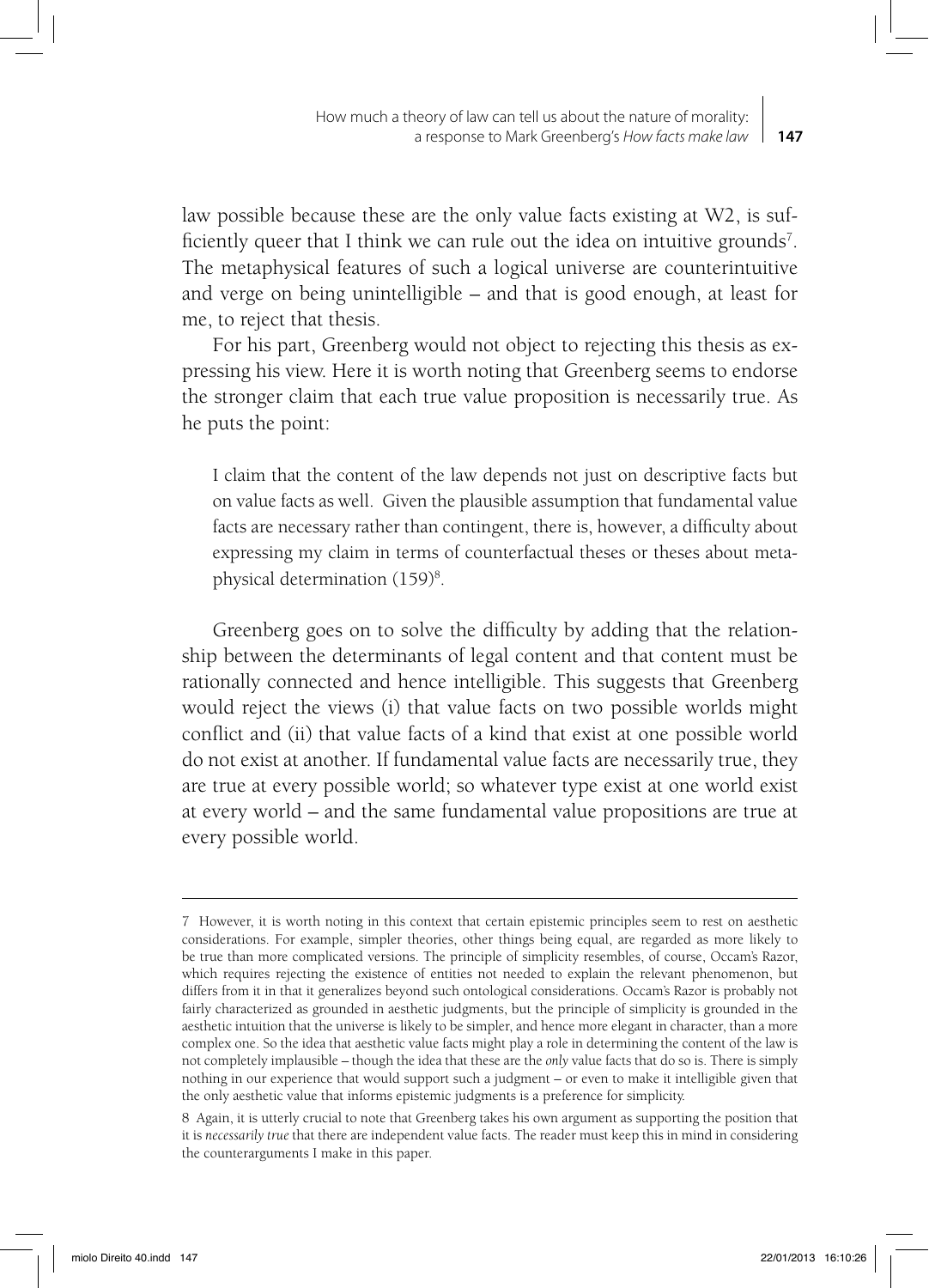law possible because these are the only value facts existing at W2, is sufficiently queer that I think we can rule out the idea on intuitive grounds[7]. The metaphysical features of such a logical universe are counterintuitive and verge on being unintelligible – and that is good enough, at least for me, to reject that thesis.

For his part, Greenberg would not object to rejecting this thesis as expressing his view. Here it is worth noting that Greenberg seems to endorse the stronger claim that each true value proposition is necessarily true. As he puts the point:

> I claim that the content of the law depends not just on descriptive facts but on value facts as well. Given the plausible assumption that fundamental value facts are necessary rather than contingent, there is, however, a difficulty about expressing my claim in terms of counterfactual theses or theses about metaphysical determination (159)[8].

Greenberg goes on to solve the difficulty by adding that the relationship between the determinants of legal content and that content must be rationally connected and hence intelligible. This suggests that Greenberg would reject the views (i) that value facts on two possible worlds might conflict and (ii) that value facts of a kind that exist at one possible world do not exist at another. If fundamental value facts are necessarily true, they are true at every possible world; so whatever type exist at one world exist at every world – and the same fundamental value propositions are true at every possible world.

---

7 However, it is worth noting in this context that certain epistemic principles seem to rest on aesthetic considerations. For example, simpler theories, other things being equal, are regarded as more likely to be true than more complicated versions. The principle of simplicity resembles, of course, Occam's Razor, which requires rejecting the existence of entities not needed to explain the relevant phenomenon, but differs from it in that it generalizes beyond such ontological considerations. Occam's Razor is probably not fairly characterized as grounded in aesthetic judgments, but the principle of simplicity is grounded in the aesthetic intuition that the universe is likely to be simpler, and hence more elegant in character, than a more complex one. So the idea that aesthetic value facts might play a role in determining the content of the law is not completely implausible – though the idea that these are the *only* value facts that do so is. There is simply nothing in our experience that would support such a judgment – or even to make it intelligible given that the only aesthetic value that informs epistemic judgments is a preference for simplicity.

8 Again, it is utterly crucial to note that Greenberg takes his own argument as supporting the position that it is *necessarily true* that there are independent value facts. The reader must keep this in mind in considering the counterarguments I make in this paper.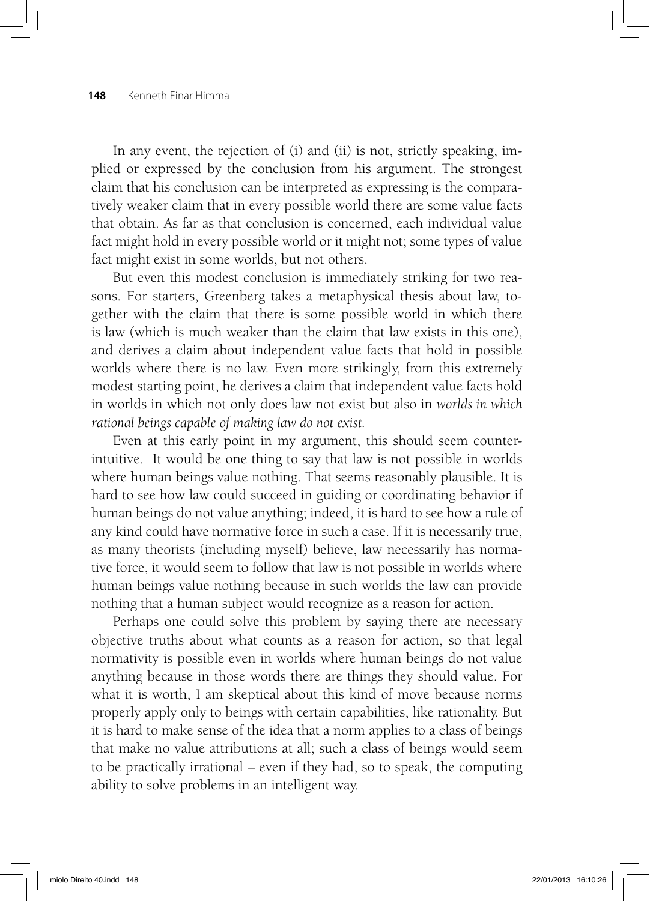In any event, the rejection of (i) and (ii) is not, strictly speaking, implied or expressed by the conclusion from his argument. The strongest claim that his conclusion can be interpreted as expressing is the comparatively weaker claim that in every possible world there are some value facts that obtain. As far as that conclusion is concerned, each individual value fact might hold in every possible world or it might not; some types of value fact might exist in some worlds, but not others.

But even this modest conclusion is immediately striking for two reasons. For starters, Greenberg takes a metaphysical thesis about law, together with the claim that there is some possible world in which there is law (which is much weaker than the claim that law exists in this one), and derives a claim about independent value facts that hold in possible worlds where there is no law. Even more strikingly, from this extremely modest starting point, he derives a claim that independent value facts hold in worlds in which not only does law not exist but also in *worlds in which rational beings capable of making law do not exist.*

Even at this early point in my argument, this should seem counterintuitive. It would be one thing to say that law is not possible in worlds where human beings value nothing. That seems reasonably plausible. It is hard to see how law could succeed in guiding or coordinating behavior if human beings do not value anything; indeed, it is hard to see how a rule of any kind could have normative force in such a case. If it is necessarily true, as many theorists (including myself) believe, law necessarily has normative force, it would seem to follow that law is not possible in worlds where human beings value nothing because in such worlds the law can provide nothing that a human subject would recognize as a reason for action.

Perhaps one could solve this problem by saying there are necessary objective truths about what counts as a reason for action, so that legal normativity is possible even in worlds where human beings do not value anything because in those words there are things they should value. For what it is worth, I am skeptical about this kind of move because norms properly apply only to beings with certain capabilities, like rationality. But it is hard to make sense of the idea that a norm applies to a class of beings that make no value attributions at all; such a class of beings would seem to be practically irrational – even if they had, so to speak, the computing ability to solve problems in an intelligent way.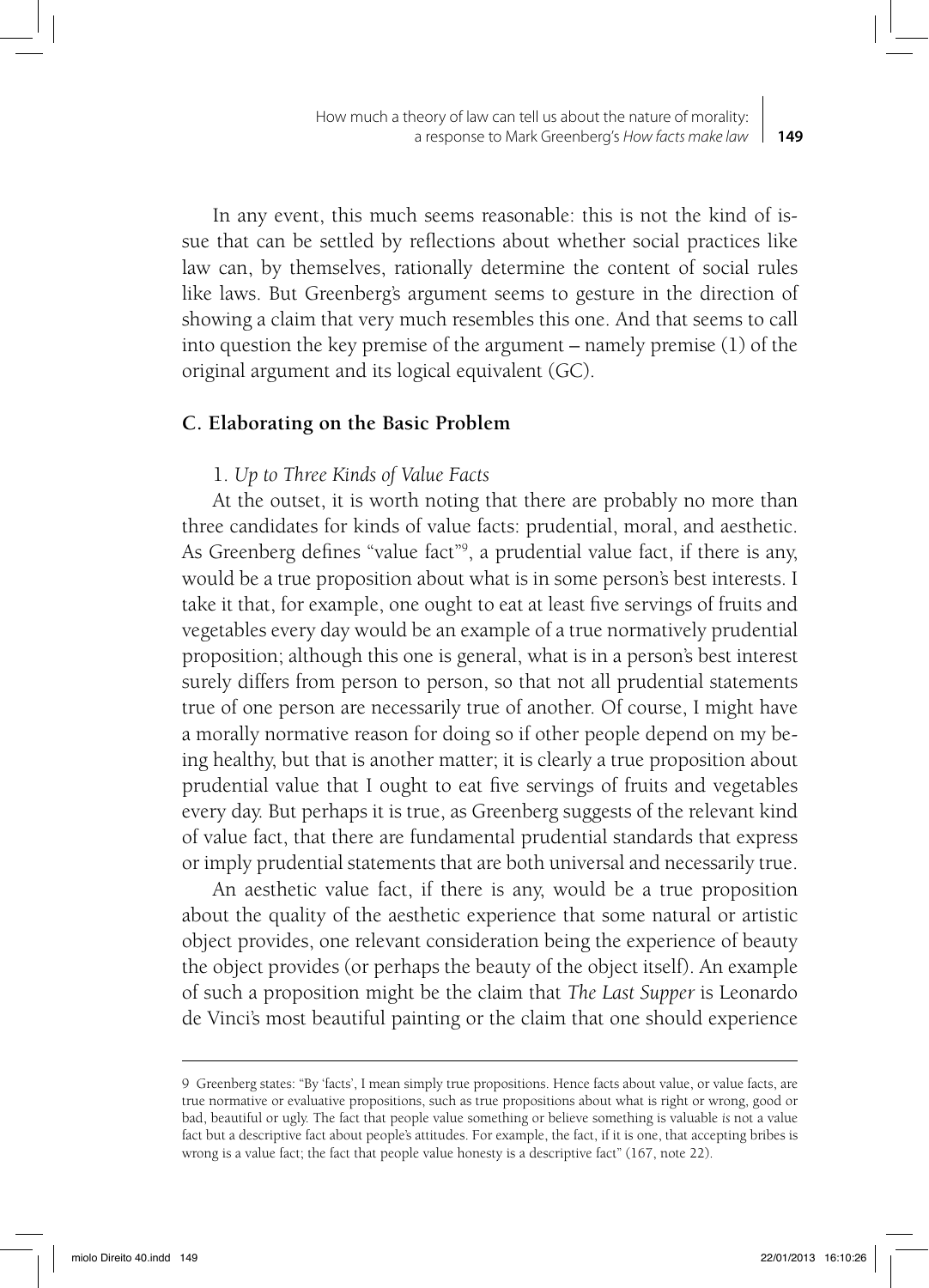In any event, this much seems reasonable: this is not the kind of issue that can be settled by reflections about whether social practices like law can, by themselves, rationally determine the content of social rules like laws. But Greenberg's argument seems to gesture in the direction of showing a claim that very much resembles this one. And that seems to call into question the key premise of the argument – namely premise (1) of the original argument and its logical equivalent (GC).

## C. Elaborating on the Basic Problem

### 1. *Up to Three Kinds of Value Facts*

At the outset, it is worth noting that there are probably no more than three candidates for kinds of value facts: prudential, moral, and aesthetic. As Greenberg defines "value fact"[9], a prudential value fact, if there is any, would be a true proposition about what is in some person's best interests. I take it that, for example, one ought to eat at least five servings of fruits and vegetables every day would be an example of a true normatively prudential proposition; although this one is general, what is in a person's best interest surely differs from person to person, so that not all prudential statements true of one person are necessarily true of another. Of course, I might have a morally normative reason for doing so if other people depend on my being healthy, but that is another matter; it is clearly a true proposition about prudential value that I ought to eat five servings of fruits and vegetables every day. But perhaps it is true, as Greenberg suggests of the relevant kind of value fact, that there are fundamental prudential standards that express or imply prudential statements that are both universal and necessarily true.

An aesthetic value fact, if there is any, would be a true proposition about the quality of the aesthetic experience that some natural or artistic object provides, one relevant consideration being the experience of beauty the object provides (or perhaps the beauty of the object itself). An example of such a proposition might be the claim that *The Last Supper* is Leonardo de Vinci's most beautiful painting or the claim that one should experience

---

9 Greenberg states: "By 'facts', I mean simply true propositions. Hence facts about value, or value facts, are true normative or evaluative propositions, such as true propositions about what is right or wrong, good or bad, beautiful or ugly. The fact that people value something or believe something is valuable *is* not a value fact but a descriptive fact about people's attitudes. For example, the fact, if it is one, that accepting bribes is wrong is a value fact; the fact that people value honesty is a descriptive fact" (167, note 22).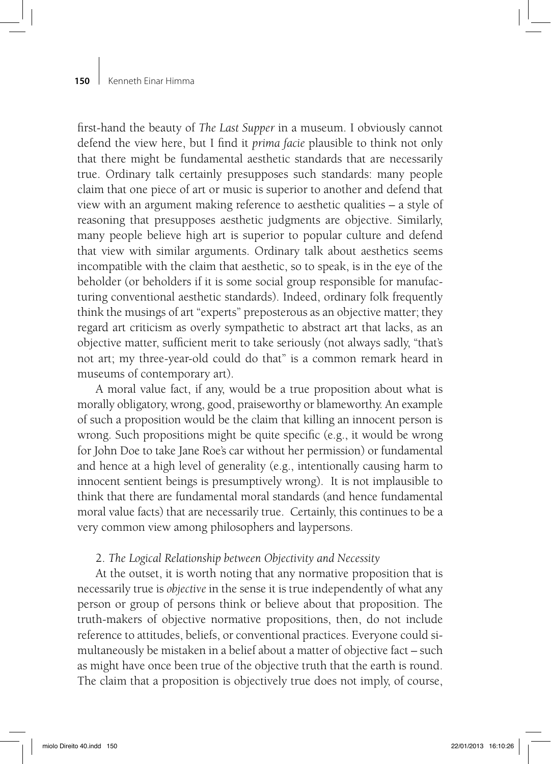first-hand the beauty of *The Last Supper* in a museum. I obviously cannot defend the view here, but I find it *prima facie* plausible to think not only that there might be fundamental aesthetic standards that are necessarily true. Ordinary talk certainly presupposes such standards: many people claim that one piece of art or music is superior to another and defend that view with an argument making reference to aesthetic qualities – a style of reasoning that presupposes aesthetic judgments are objective. Similarly, many people believe high art is superior to popular culture and defend that view with similar arguments. Ordinary talk about aesthetics seems incompatible with the claim that aesthetic, so to speak, is in the eye of the beholder (or beholders if it is some social group responsible for manufacturing conventional aesthetic standards). Indeed, ordinary folk frequently think the musings of art "experts" preposterous as an objective matter; they regard art criticism as overly sympathetic to abstract art that lacks, as an objective matter, sufficient merit to take seriously (not always sadly, "that's not art; my three-year-old could do that" is a common remark heard in museums of contemporary art).

A moral value fact, if any, would be a true proposition about what is morally obligatory, wrong, good, praiseworthy or blameworthy. An example of such a proposition would be the claim that killing an innocent person is wrong. Such propositions might be quite specific (e.g., it would be wrong for John Doe to take Jane Roe's car without her permission) or fundamental and hence at a high level of generality (e.g., intentionally causing harm to innocent sentient beings is presumptively wrong). It is not implausible to think that there are fundamental moral standards (and hence fundamental moral value facts) that are necessarily true. Certainly, this continues to be a very common view among philosophers and laypersons.

### 2. *The Logical Relationship between Objectivity and Necessity*

At the outset, it is worth noting that any normative proposition that is necessarily true is *objective* in the sense it is true independently of what any person or group of persons think or believe about that proposition. The truth-makers of objective normative propositions, then, do not include reference to attitudes, beliefs, or conventional practices. Everyone could simultaneously be mistaken in a belief about a matter of objective fact – such as might have once been true of the objective truth that the earth is round. The claim that a proposition is objectively true does not imply, of course,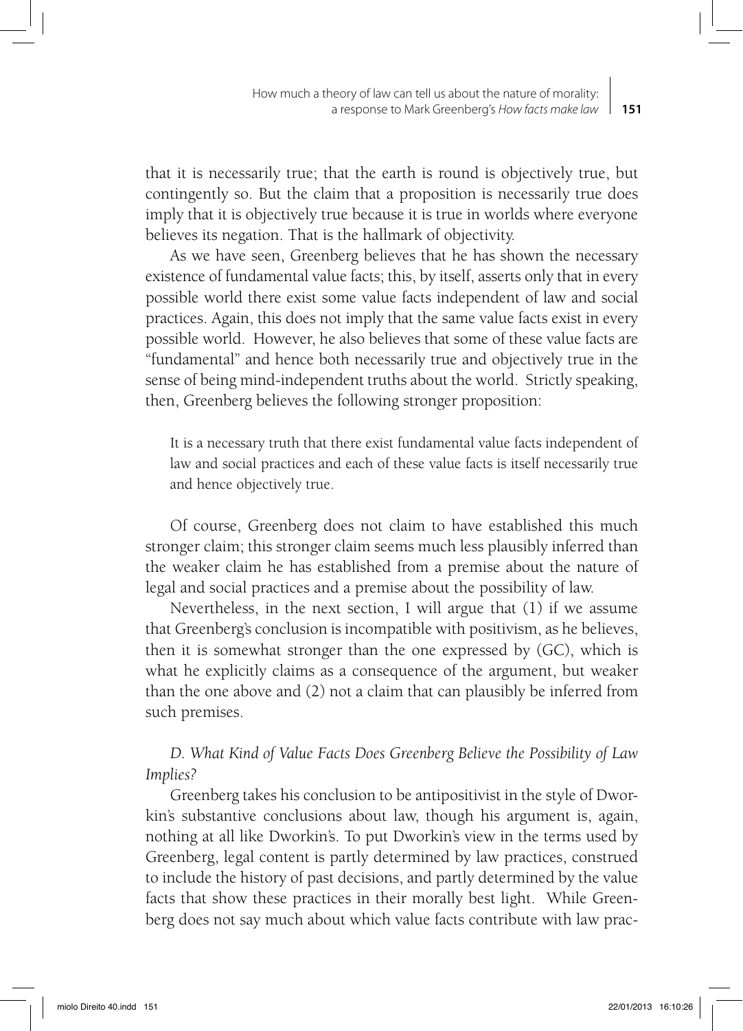that it is necessarily true; that the earth is round is objectively true, but contingently so. But the claim that a proposition is necessarily true does imply that it is objectively true because it is true in worlds where everyone believes its negation. That is the hallmark of objectivity.

As we have seen, Greenberg believes that he has shown the necessary existence of fundamental value facts; this, by itself, asserts only that in every possible world there exist some value facts independent of law and social practices. Again, this does not imply that the same value facts exist in every possible world. However, he also believes that some of these value facts are "fundamental" and hence both necessarily true and objectively true in the sense of being mind-independent truths about the world. Strictly speaking, then, Greenberg believes the following stronger proposition:

> It is a necessary truth that there exist fundamental value facts independent of law and social practices and each of these value facts is itself necessarily true and hence objectively true.

Of course, Greenberg does not claim to have established this much stronger claim; this stronger claim seems much less plausibly inferred than the weaker claim he has established from a premise about the nature of legal and social practices and a premise about the possibility of law.

Nevertheless, in the next section, I will argue that (1) if we assume that Greenberg's conclusion is incompatible with positivism, as he believes, then it is somewhat stronger than the one expressed by (GC), which is what he explicitly claims as a consequence of the argument, but weaker than the one above and (2) not a claim that can plausibly be inferred from such premises.

### *D. What Kind of Value Facts Does Greenberg Believe the Possibility of Law Implies?*

Greenberg takes his conclusion to be antipositivist in the style of Dworkin's substantive conclusions about law, though his argument is, again, nothing at all like Dworkin's. To put Dworkin's view in the terms used by Greenberg, legal content is partly determined by law practices, construed to include the history of past decisions, and partly determined by the value facts that show these practices in their morally best light. While Greenberg does not say much about which value facts contribute with law prac-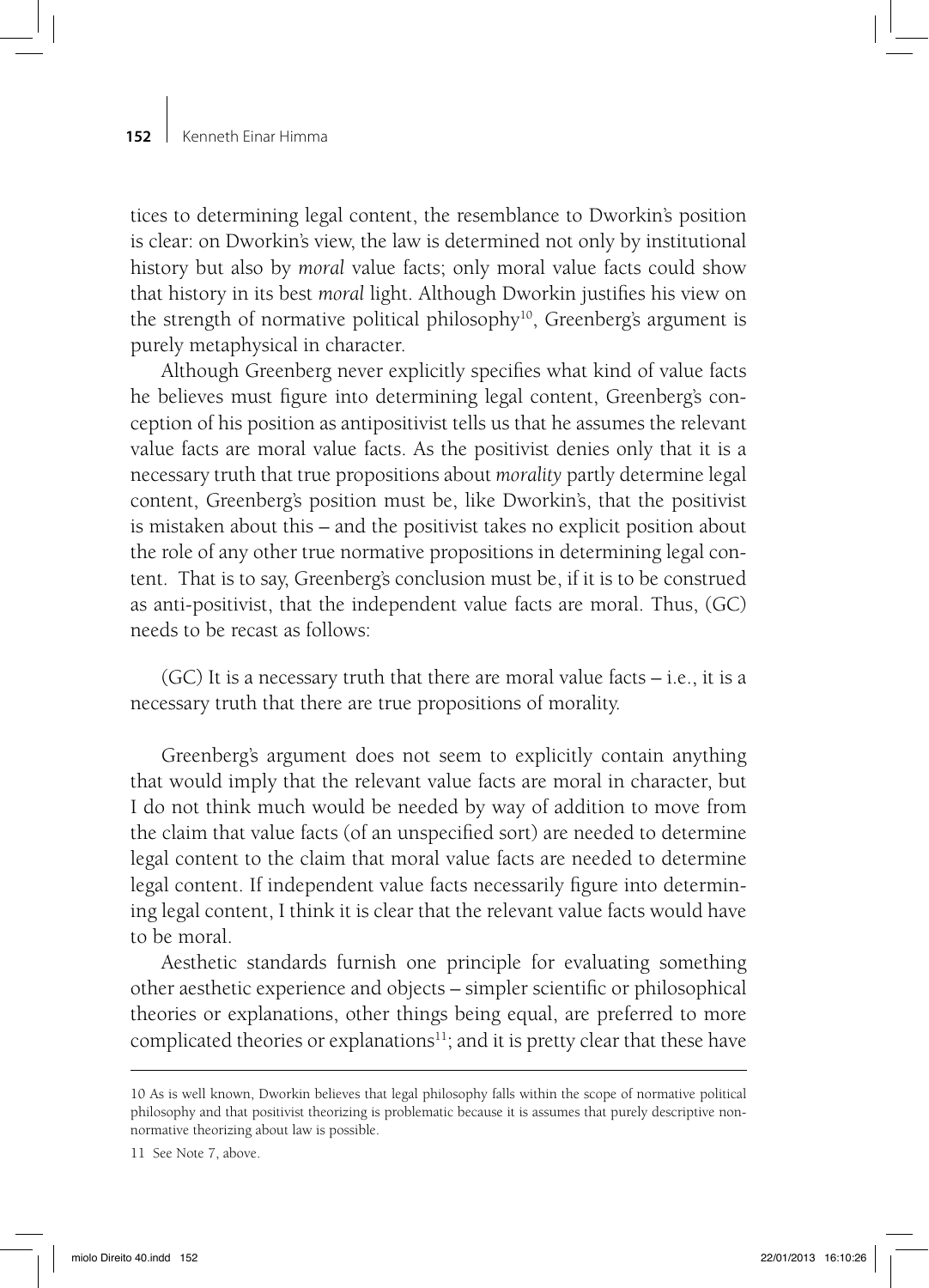tices to determining legal content, the resemblance to Dworkin's position is clear: on Dworkin's view, the law is determined not only by institutional history but also by *moral* value facts; only moral value facts could show that history in its best *moral* light. Although Dworkin justifies his view on the strength of normative political philosophy[10], Greenberg's argument is purely metaphysical in character.

Although Greenberg never explicitly specifies what kind of value facts he believes must figure into determining legal content, Greenberg's conception of his position as antipositivist tells us that he assumes the relevant value facts are moral value facts. As the positivist denies only that it is a necessary truth that true propositions about *morality* partly determine legal content, Greenberg's position must be, like Dworkin's, that the positivist is mistaken about this – and the positivist takes no explicit position about the role of any other true normative propositions in determining legal content. That is to say, Greenberg's conclusion must be, if it is to be construed as anti-positivist, that the independent value facts are moral. Thus, (GC) needs to be recast as follows:

(GC) It is a necessary truth that there are moral value facts – i.e., it is a necessary truth that there are true propositions of morality.

Greenberg's argument does not seem to explicitly contain anything that would imply that the relevant value facts are moral in character, but I do not think much would be needed by way of addition to move from the claim that value facts (of an unspecified sort) are needed to determine legal content to the claim that moral value facts are needed to determine legal content. If independent value facts necessarily figure into determining legal content, I think it is clear that the relevant value facts would have to be moral.

Aesthetic standards furnish one principle for evaluating something other aesthetic experience and objects – simpler scientific or philosophical theories or explanations, other things being equal, are preferred to more complicated theories or explanations[11]; and it is pretty clear that these have

---

10 As is well known, Dworkin believes that legal philosophy falls within the scope of normative political philosophy and that positivist theorizing is problematic because it is assumes that purely descriptive non-normative theorizing about law is possible.

11 See Note 7, above.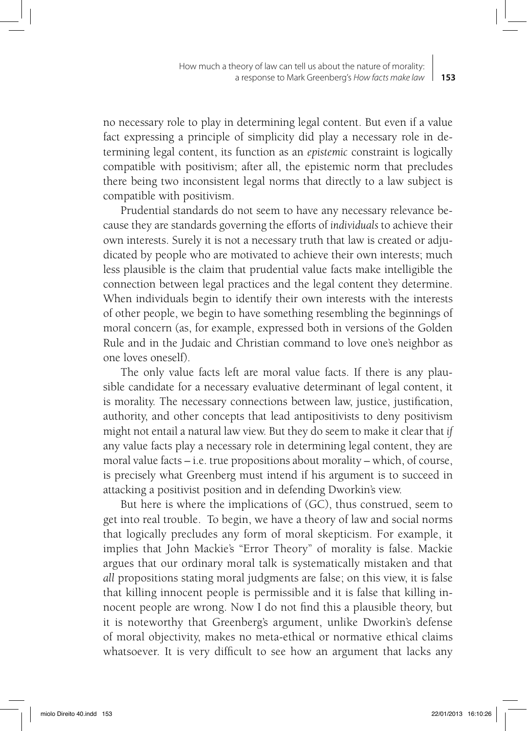no necessary role to play in determining legal content. But even if a value fact expressing a principle of simplicity did play a necessary role in determining legal content, its function as an *epistemic* constraint is logically compatible with positivism; after all, the epistemic norm that precludes there being two inconsistent legal norms that directly to a law subject is compatible with positivism.

Prudential standards do not seem to have any necessary relevance because they are standards governing the efforts of *individuals* to achieve their own interests. Surely it is not a necessary truth that law is created or adjudicated by people who are motivated to achieve their own interests; much less plausible is the claim that prudential value facts make intelligible the connection between legal practices and the legal content they determine. When individuals begin to identify their own interests with the interests of other people, we begin to have something resembling the beginnings of moral concern (as, for example, expressed both in versions of the Golden Rule and in the Judaic and Christian command to love one's neighbor as one loves oneself).

The only value facts left are moral value facts. If there is any plausible candidate for a necessary evaluative determinant of legal content, it is morality. The necessary connections between law, justice, justification, authority, and other concepts that lead antipositivists to deny positivism might not entail a natural law view. But they do seem to make it clear that *if* any value facts play a necessary role in determining legal content, they are moral value facts – i.e. true propositions about morality – which, of course, is precisely what Greenberg must intend if his argument is to succeed in attacking a positivist position and in defending Dworkin's view.

But here is where the implications of (GC), thus construed, seem to get into real trouble. To begin, we have a theory of law and social norms that logically precludes any form of moral skepticism. For example, it implies that John Mackie's "Error Theory" of morality is false. Mackie argues that our ordinary moral talk is systematically mistaken and that *all* propositions stating moral judgments are false; on this view, it is false that killing innocent people is permissible and it is false that killing innocent people are wrong. Now I do not find this a plausible theory, but it is noteworthy that Greenberg's argument, unlike Dworkin's defense of moral objectivity, makes no meta-ethical or normative ethical claims whatsoever. It is very difficult to see how an argument that lacks any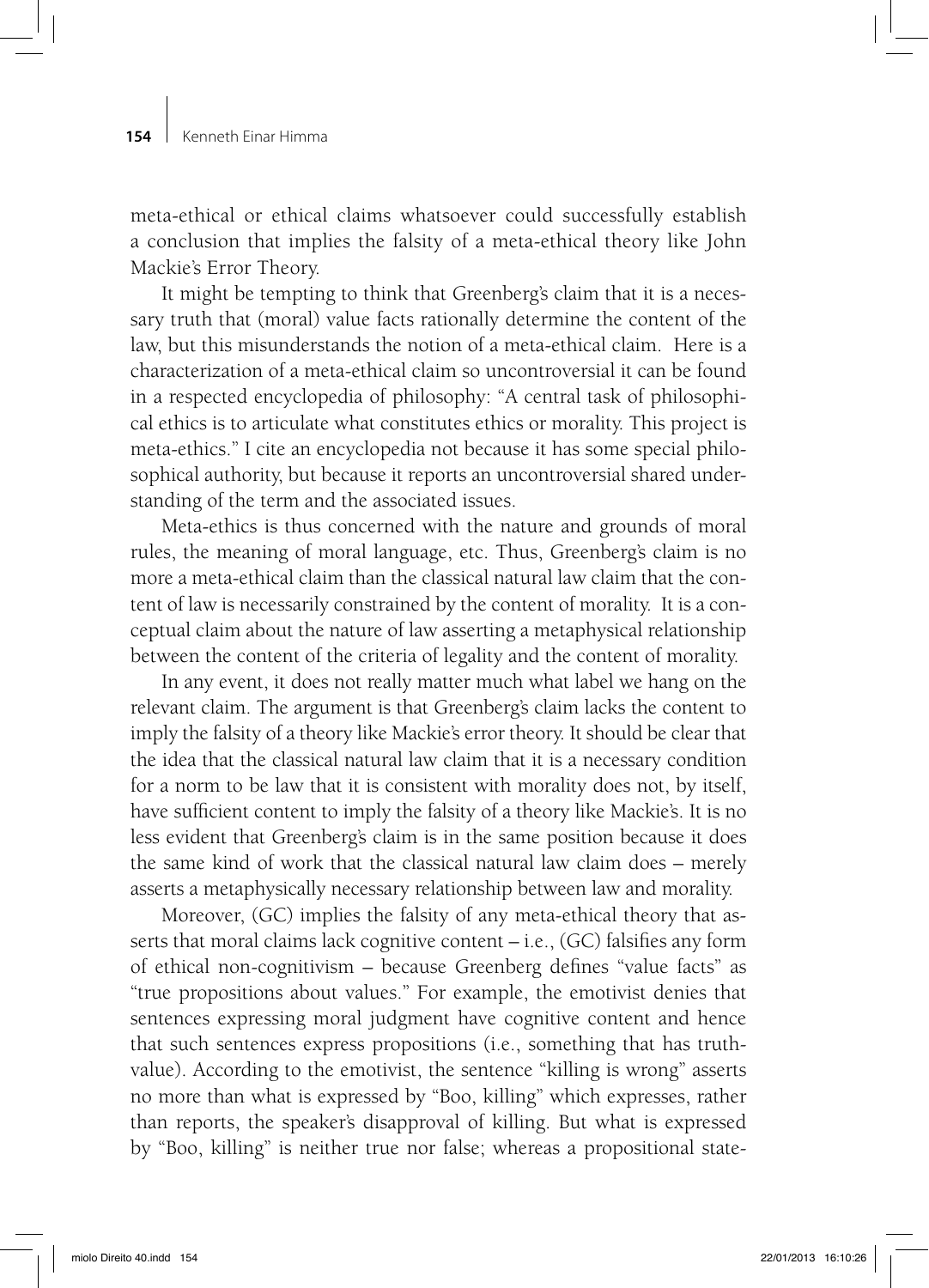meta-ethical or ethical claims whatsoever could successfully establish a conclusion that implies the falsity of a meta-ethical theory like John Mackie's Error Theory.

It might be tempting to think that Greenberg's claim that it is a necessary truth that (moral) value facts rationally determine the content of the law, but this misunderstands the notion of a meta-ethical claim. Here is a characterization of a meta-ethical claim so uncontroversial it can be found in a respected encyclopedia of philosophy: "A central task of philosophical ethics is to articulate what constitutes ethics or morality. This project is meta-ethics." I cite an encyclopedia not because it has some special philosophical authority, but because it reports an uncontroversial shared understanding of the term and the associated issues.

Meta-ethics is thus concerned with the nature and grounds of moral rules, the meaning of moral language, etc. Thus, Greenberg's claim is no more a meta-ethical claim than the classical natural law claim that the content of law is necessarily constrained by the content of morality. It is a conceptual claim about the nature of law asserting a metaphysical relationship between the content of the criteria of legality and the content of morality.

In any event, it does not really matter much what label we hang on the relevant claim. The argument is that Greenberg's claim lacks the content to imply the falsity of a theory like Mackie's error theory. It should be clear that the idea that the classical natural law claim that it is a necessary condition for a norm to be law that it is consistent with morality does not, by itself, have sufficient content to imply the falsity of a theory like Mackie's. It is no less evident that Greenberg's claim is in the same position because it does the same kind of work that the classical natural law claim does – merely asserts a metaphysically necessary relationship between law and morality.

Moreover, (GC) implies the falsity of any meta-ethical theory that asserts that moral claims lack cognitive content – i.e., (GC) falsifies any form of ethical non-cognitivism – because Greenberg defines "value facts" as "true propositions about values." For example, the emotivist denies that sentences expressing moral judgment have cognitive content and hence that such sentences express propositions (i.e., something that has truth-value). According to the emotivist, the sentence "killing is wrong" asserts no more than what is expressed by "Boo, killing" which expresses, rather than reports, the speaker's disapproval of killing. But what is expressed by "Boo, killing" is neither true nor false; whereas a propositional state-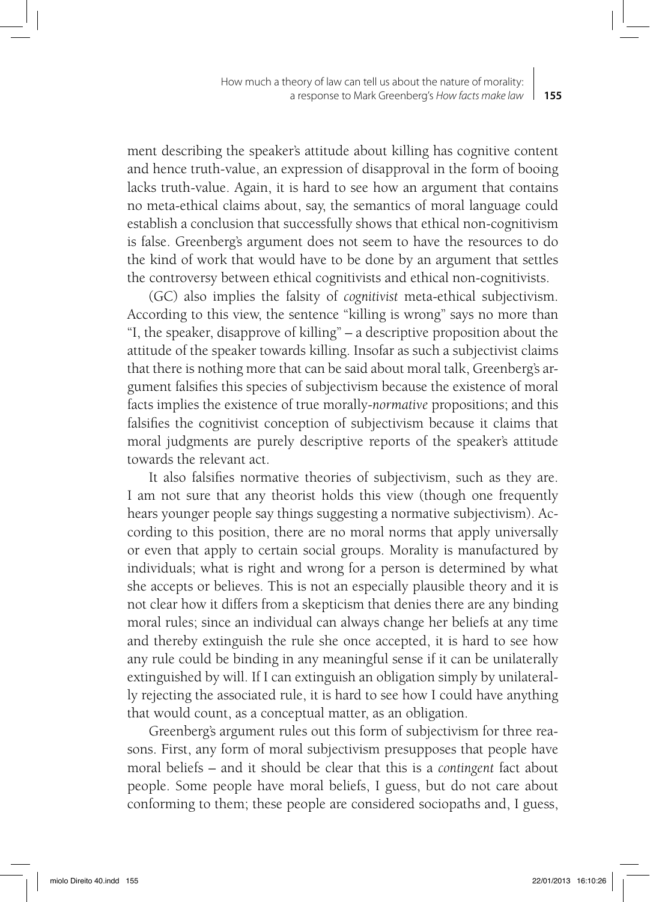ment describing the speaker's attitude about killing has cognitive content and hence truth-value, an expression of disapproval in the form of booing lacks truth-value. Again, it is hard to see how an argument that contains no meta-ethical claims about, say, the semantics of moral language could establish a conclusion that successfully shows that ethical non-cognitivism is false. Greenberg's argument does not seem to have the resources to do the kind of work that would have to be done by an argument that settles the controversy between ethical cognitivists and ethical non-cognitivists.

(GC) also implies the falsity of *cognitivist* meta-ethical subjectivism. According to this view, the sentence "killing is wrong" says no more than "I, the speaker, disapprove of killing" – a descriptive proposition about the attitude of the speaker towards killing. Insofar as such a subjectivist claims that there is nothing more that can be said about moral talk, Greenberg's argument falsifies this species of subjectivism because the existence of moral facts implies the existence of true morally-*normative* propositions; and this falsifies the cognitivist conception of subjectivism because it claims that moral judgments are purely descriptive reports of the speaker's attitude towards the relevant act.

It also falsifies normative theories of subjectivism, such as they are. I am not sure that any theorist holds this view (though one frequently hears younger people say things suggesting a normative subjectivism). According to this position, there are no moral norms that apply universally or even that apply to certain social groups. Morality is manufactured by individuals; what is right and wrong for a person is determined by what she accepts or believes. This is not an especially plausible theory and it is not clear how it differs from a skepticism that denies there are any binding moral rules; since an individual can always change her beliefs at any time and thereby extinguish the rule she once accepted, it is hard to see how any rule could be binding in any meaningful sense if it can be unilaterally extinguished by will. If I can extinguish an obligation simply by unilaterally rejecting the associated rule, it is hard to see how I could have anything that would count, as a conceptual matter, as an obligation.

Greenberg's argument rules out this form of subjectivism for three reasons. First, any form of moral subjectivism presupposes that people have moral beliefs – and it should be clear that this is a *contingent* fact about people. Some people have moral beliefs, I guess, but do not care about conforming to them; these people are considered sociopaths and, I guess,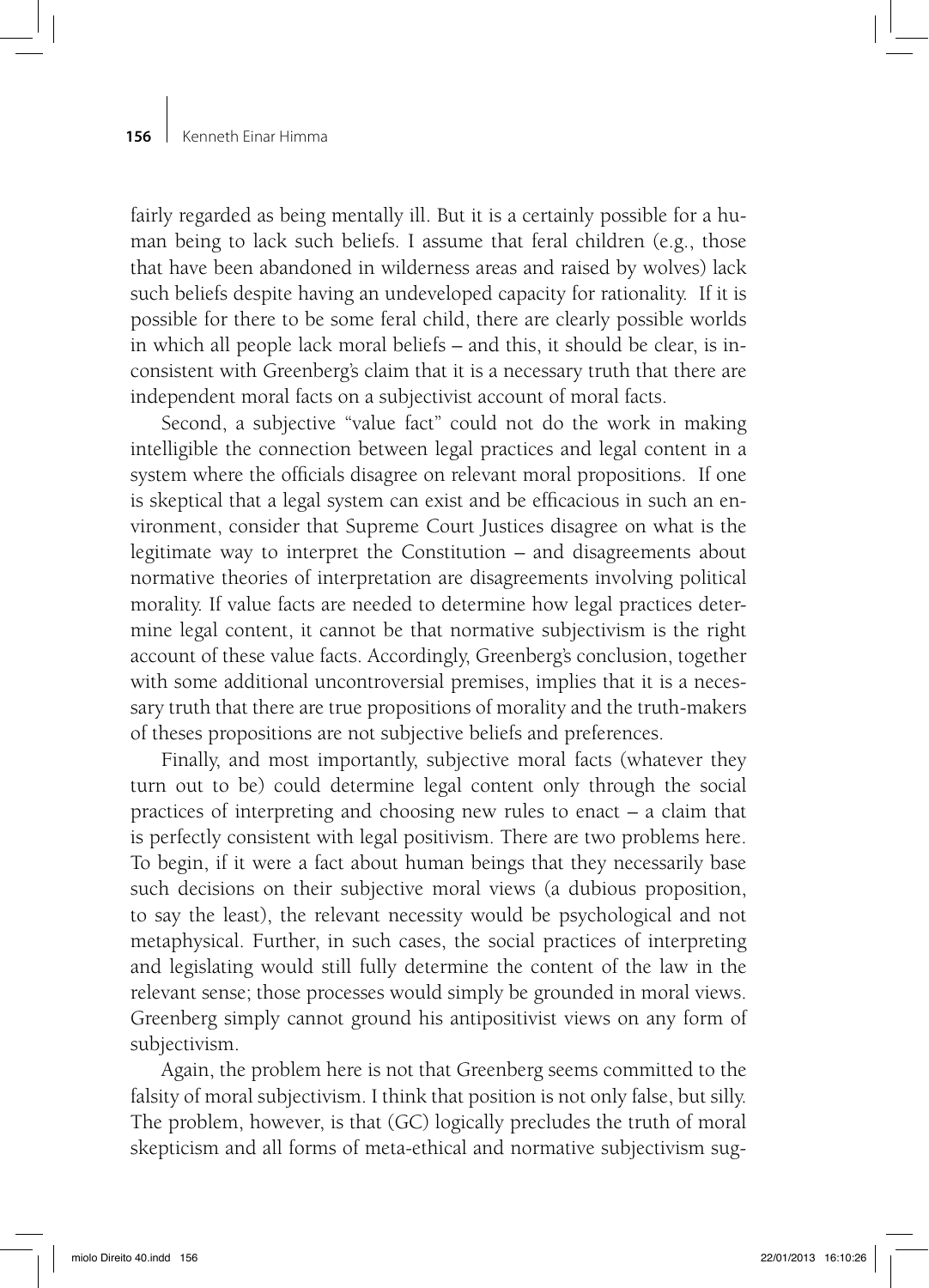fairly regarded as being mentally ill. But it is a certainly possible for a human being to lack such beliefs. I assume that feral children (e.g., those that have been abandoned in wilderness areas and raised by wolves) lack such beliefs despite having an undeveloped capacity for rationality. If it is possible for there to be some feral child, there are clearly possible worlds in which all people lack moral beliefs – and this, it should be clear, is inconsistent with Greenberg's claim that it is a necessary truth that there are independent moral facts on a subjectivist account of moral facts.

Second, a subjective "value fact" could not do the work in making intelligible the connection between legal practices and legal content in a system where the officials disagree on relevant moral propositions. If one is skeptical that a legal system can exist and be efficacious in such an environment, consider that Supreme Court Justices disagree on what is the legitimate way to interpret the Constitution – and disagreements about normative theories of interpretation are disagreements involving political morality. If value facts are needed to determine how legal practices determine legal content, it cannot be that normative subjectivism is the right account of these value facts. Accordingly, Greenberg's conclusion, together with some additional uncontroversial premises, implies that it is a necessary truth that there are true propositions of morality and the truth-makers of theses propositions are not subjective beliefs and preferences.

Finally, and most importantly, subjective moral facts (whatever they turn out to be) could determine legal content only through the social practices of interpreting and choosing new rules to enact – a claim that is perfectly consistent with legal positivism. There are two problems here. To begin, if it were a fact about human beings that they necessarily base such decisions on their subjective moral views (a dubious proposition, to say the least), the relevant necessity would be psychological and not metaphysical. Further, in such cases, the social practices of interpreting and legislating would still fully determine the content of the law in the relevant sense; those processes would simply be grounded in moral views. Greenberg simply cannot ground his antipositivist views on any form of subjectivism.

Again, the problem here is not that Greenberg seems committed to the falsity of moral subjectivism. I think that position is not only false, but silly. The problem, however, is that (GC) logically precludes the truth of moral skepticism and all forms of meta-ethical and normative subjectivism sug-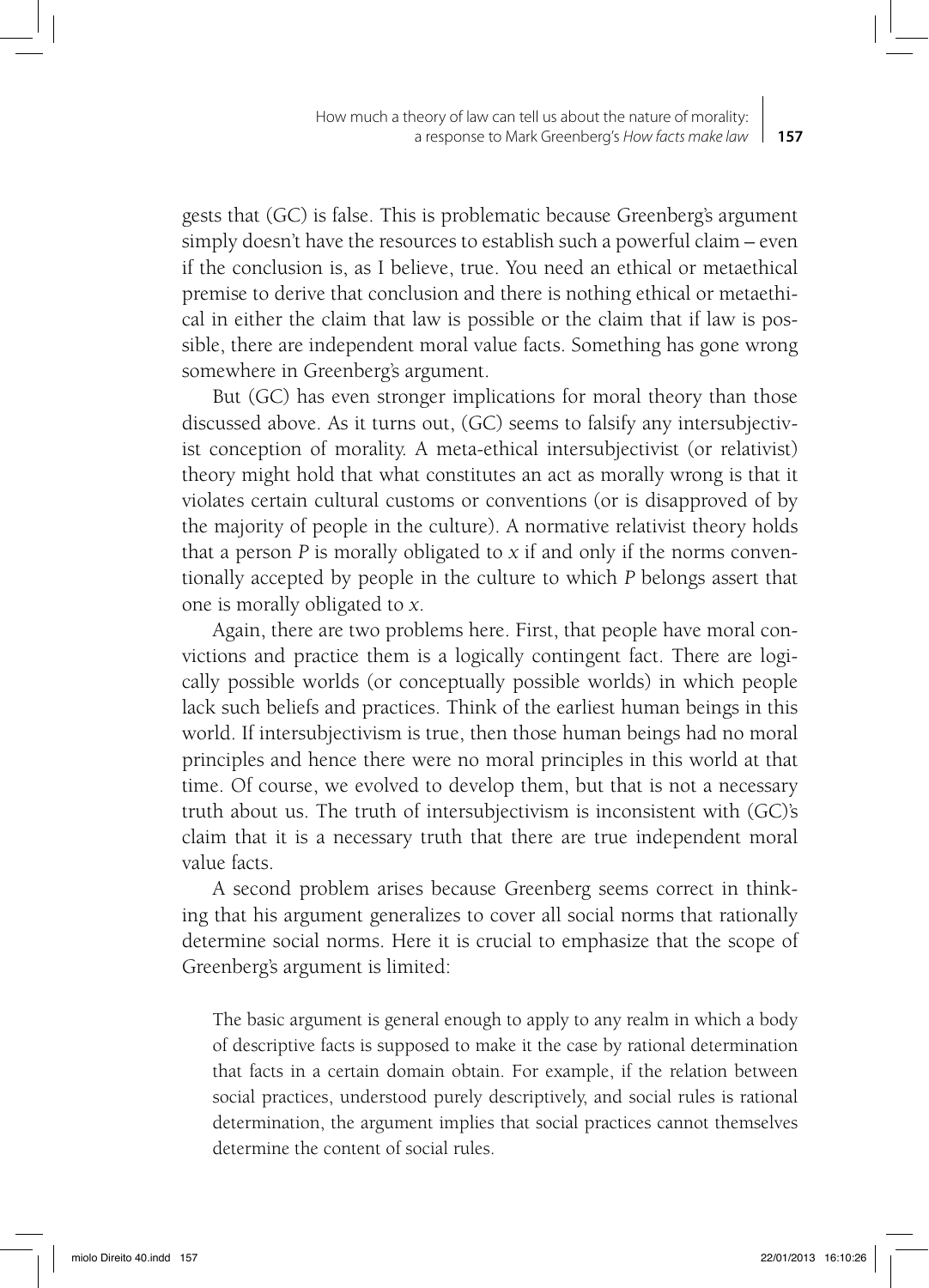gests that (GC) is false. This is problematic because Greenberg's argument simply doesn't have the resources to establish such a powerful claim – even if the conclusion is, as I believe, true. You need an ethical or metaethical premise to derive that conclusion and there is nothing ethical or metaethical in either the claim that law is possible or the claim that if law is possible, there are independent moral value facts. Something has gone wrong somewhere in Greenberg's argument.

But (GC) has even stronger implications for moral theory than those discussed above. As it turns out, (GC) seems to falsify any intersubjectivist conception of morality. A meta-ethical intersubjectivist (or relativist) theory might hold that what constitutes an act as morally wrong is that it violates certain cultural customs or conventions (or is disapproved of by the majority of people in the culture). A normative relativist theory holds that a person *P* is morally obligated to *x* if and only if the norms conventionally accepted by people in the culture to which *P* belongs assert that one is morally obligated to *x*.

Again, there are two problems here. First, that people have moral convictions and practice them is a logically contingent fact. There are logically possible worlds (or conceptually possible worlds) in which people lack such beliefs and practices. Think of the earliest human beings in this world. If intersubjectivism is true, then those human beings had no moral principles and hence there were no moral principles in this world at that time. Of course, we evolved to develop them, but that is not a necessary truth about us. The truth of intersubjectivism is inconsistent with (GC)'s claim that it is a necessary truth that there are true independent moral value facts.

A second problem arises because Greenberg seems correct in thinking that his argument generalizes to cover all social norms that rationally determine social norms. Here it is crucial to emphasize that the scope of Greenberg's argument is limited:

> The basic argument is general enough to apply to any realm in which a body of descriptive facts is supposed to make it the case by rational determination that facts in a certain domain obtain. For example, if the relation between social practices, understood purely descriptively, and social rules is rational determination, the argument implies that social practices cannot themselves determine the content of social rules.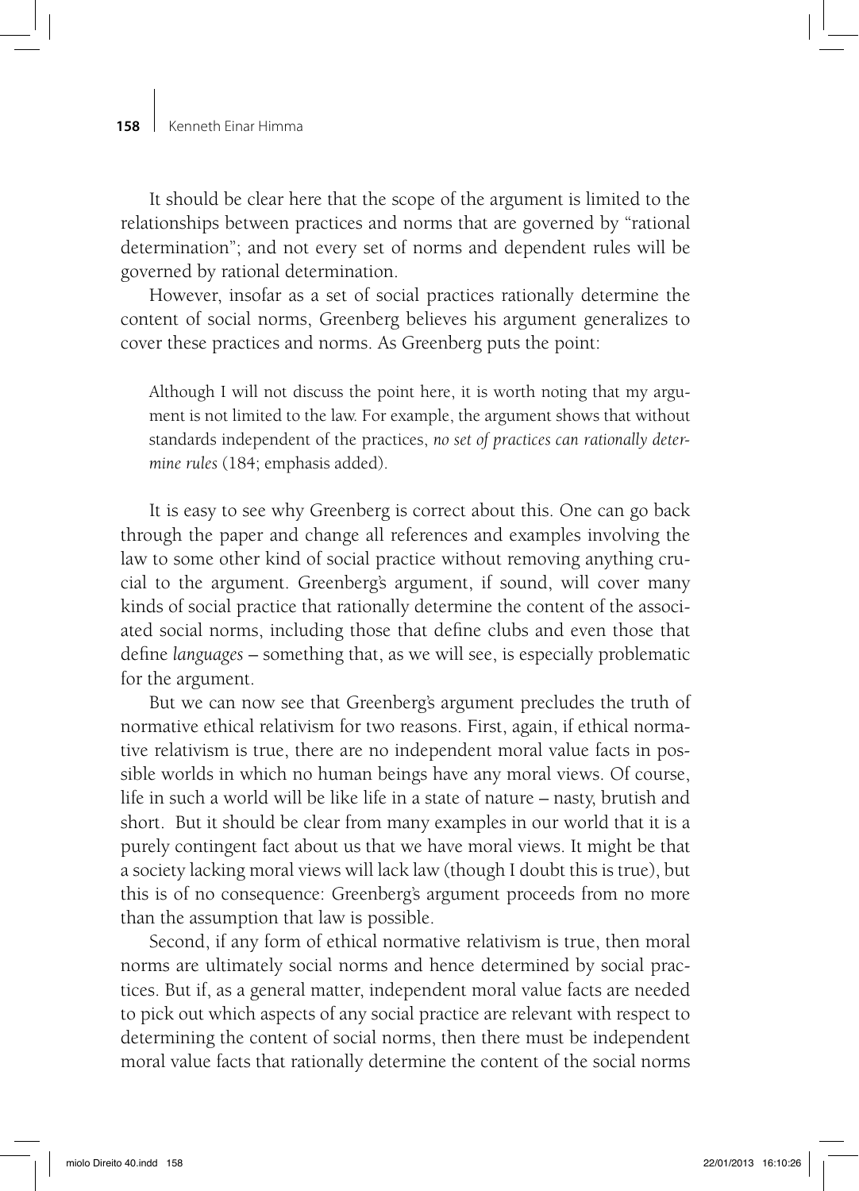It should be clear here that the scope of the argument is limited to the relationships between practices and norms that are governed by "rational determination"; and not every set of norms and dependent rules will be governed by rational determination.

However, insofar as a set of social practices rationally determine the content of social norms, Greenberg believes his argument generalizes to cover these practices and norms. As Greenberg puts the point:

> Although I will not discuss the point here, it is worth noting that my argument is not limited to the law. For example, the argument shows that without standards independent of the practices, *no set of practices can rationally determine rules* (184; emphasis added).

It is easy to see why Greenberg is correct about this. One can go back through the paper and change all references and examples involving the law to some other kind of social practice without removing anything crucial to the argument. Greenberg's argument, if sound, will cover many kinds of social practice that rationally determine the content of the associated social norms, including those that define clubs and even those that define *languages* – something that, as we will see, is especially problematic for the argument.

But we can now see that Greenberg's argument precludes the truth of normative ethical relativism for two reasons. First, again, if ethical normative relativism is true, there are no independent moral value facts in possible worlds in which no human beings have any moral views. Of course, life in such a world will be like life in a state of nature – nasty, brutish and short. But it should be clear from many examples in our world that it is a purely contingent fact about us that we have moral views. It might be that a society lacking moral views will lack law (though I doubt this is true), but this is of no consequence: Greenberg's argument proceeds from no more than the assumption that law is possible.

Second, if any form of ethical normative relativism is true, then moral norms are ultimately social norms and hence determined by social practices. But if, as a general matter, independent moral value facts are needed to pick out which aspects of any social practice are relevant with respect to determining the content of social norms, then there must be independent moral value facts that rationally determine the content of the social norms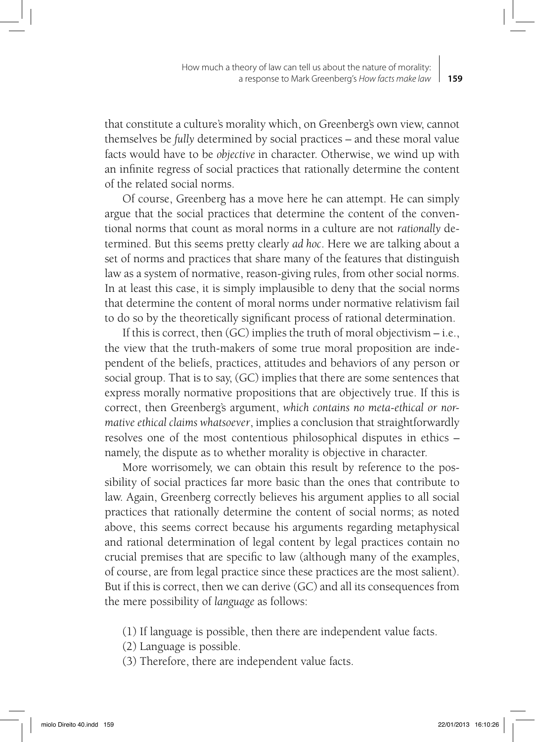that constitute a culture's morality which, on Greenberg's own view, cannot themselves be *fully* determined by social practices – and these moral value facts would have to be *objective* in character. Otherwise, we wind up with an infinite regress of social practices that rationally determine the content of the related social norms.

Of course, Greenberg has a move here he can attempt. He can simply argue that the social practices that determine the content of the conventional norms that count as moral norms in a culture are not *rationally* determined. But this seems pretty clearly *ad hoc*. Here we are talking about a set of norms and practices that share many of the features that distinguish law as a system of normative, reason-giving rules, from other social norms. In at least this case, it is simply implausible to deny that the social norms that determine the content of moral norms under normative relativism fail to do so by the theoretically significant process of rational determination.

If this is correct, then (GC) implies the truth of moral objectivism – i.e., the view that the truth-makers of some true moral proposition are independent of the beliefs, practices, attitudes and behaviors of any person or social group. That is to say, (GC) implies that there are some sentences that express morally normative propositions that are objectively true. If this is correct, then Greenberg's argument, *which contains no meta-ethical or normative ethical claims whatsoever*, implies a conclusion that straightforwardly resolves one of the most contentious philosophical disputes in ethics – namely, the dispute as to whether morality is objective in character.

More worrisomely, we can obtain this result by reference to the possibility of social practices far more basic than the ones that contribute to law. Again, Greenberg correctly believes his argument applies to all social practices that rationally determine the content of social norms; as noted above, this seems correct because his arguments regarding metaphysical and rational determination of legal content by legal practices contain no crucial premises that are specific to law (although many of the examples, of course, are from legal practice since these practices are the most salient). But if this is correct, then we can derive (GC) and all its consequences from the mere possibility of *language* as follows:

(1) If language is possible, then there are independent value facts.
(2) Language is possible.
(3) Therefore, there are independent value facts.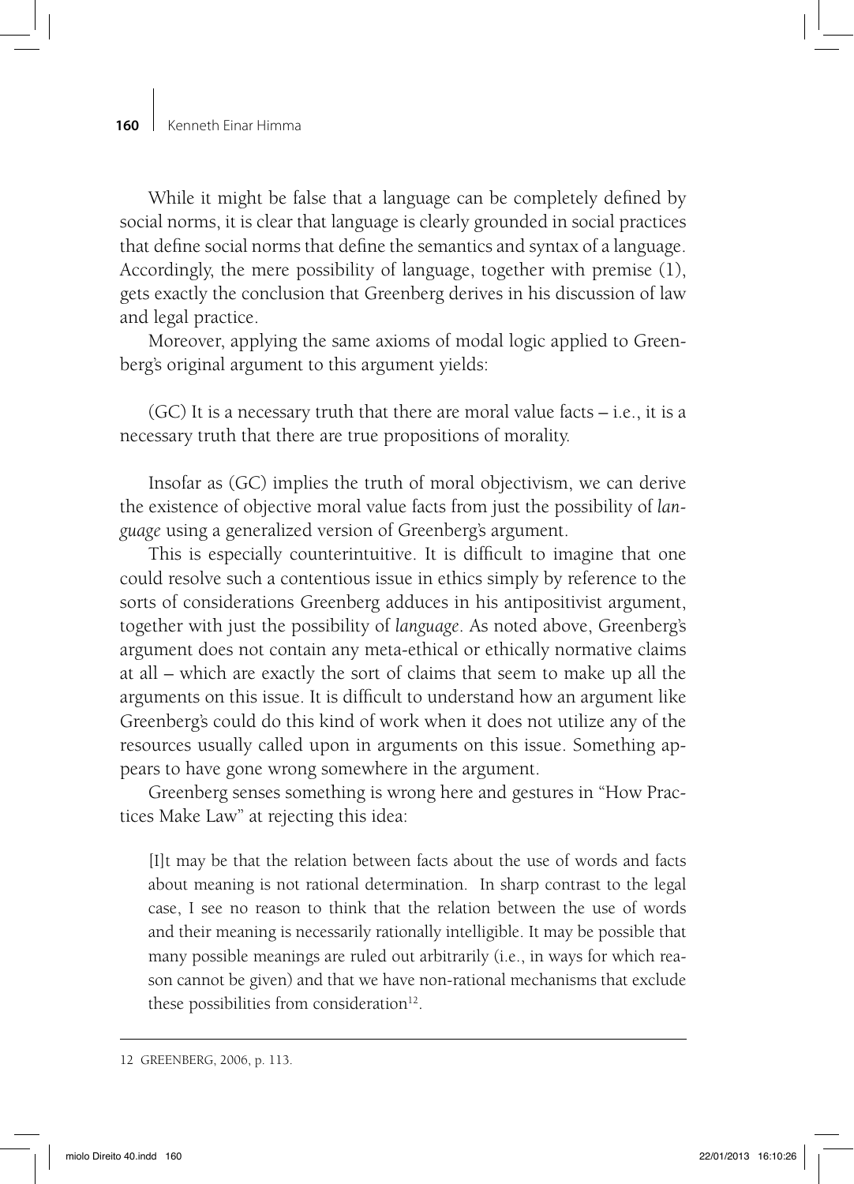While it might be false that a language can be completely defined by social norms, it is clear that language is clearly grounded in social practices that define social norms that define the semantics and syntax of a language. Accordingly, the mere possibility of language, together with premise (1), gets exactly the conclusion that Greenberg derives in his discussion of law and legal practice.

Moreover, applying the same axioms of modal logic applied to Greenberg's original argument to this argument yields:

(GC) It is a necessary truth that there are moral value facts – i.e., it is a necessary truth that there are true propositions of morality.

Insofar as (GC) implies the truth of moral objectivism, we can derive the existence of objective moral value facts from just the possibility of *language* using a generalized version of Greenberg's argument.

This is especially counterintuitive. It is difficult to imagine that one could resolve such a contentious issue in ethics simply by reference to the sorts of considerations Greenberg adduces in his antipositivist argument, together with just the possibility of *language*. As noted above, Greenberg's argument does not contain any meta-ethical or ethically normative claims at all – which are exactly the sort of claims that seem to make up all the arguments on this issue. It is difficult to understand how an argument like Greenberg's could do this kind of work when it does not utilize any of the resources usually called upon in arguments on this issue. Something appears to have gone wrong somewhere in the argument.

Greenberg senses something is wrong here and gestures in "How Practices Make Law" at rejecting this idea:

> [I]t may be that the relation between facts about the use of words and facts about meaning is not rational determination. In sharp contrast to the legal case, I see no reason to think that the relation between the use of words and their meaning is necessarily rationally intelligible. It may be possible that many possible meanings are ruled out arbitrarily (i.e., in ways for which reason cannot be given) and that we have non-rational mechanisms that exclude these possibilities from consideration[12].

12 GREENBERG, 2006, p. 113.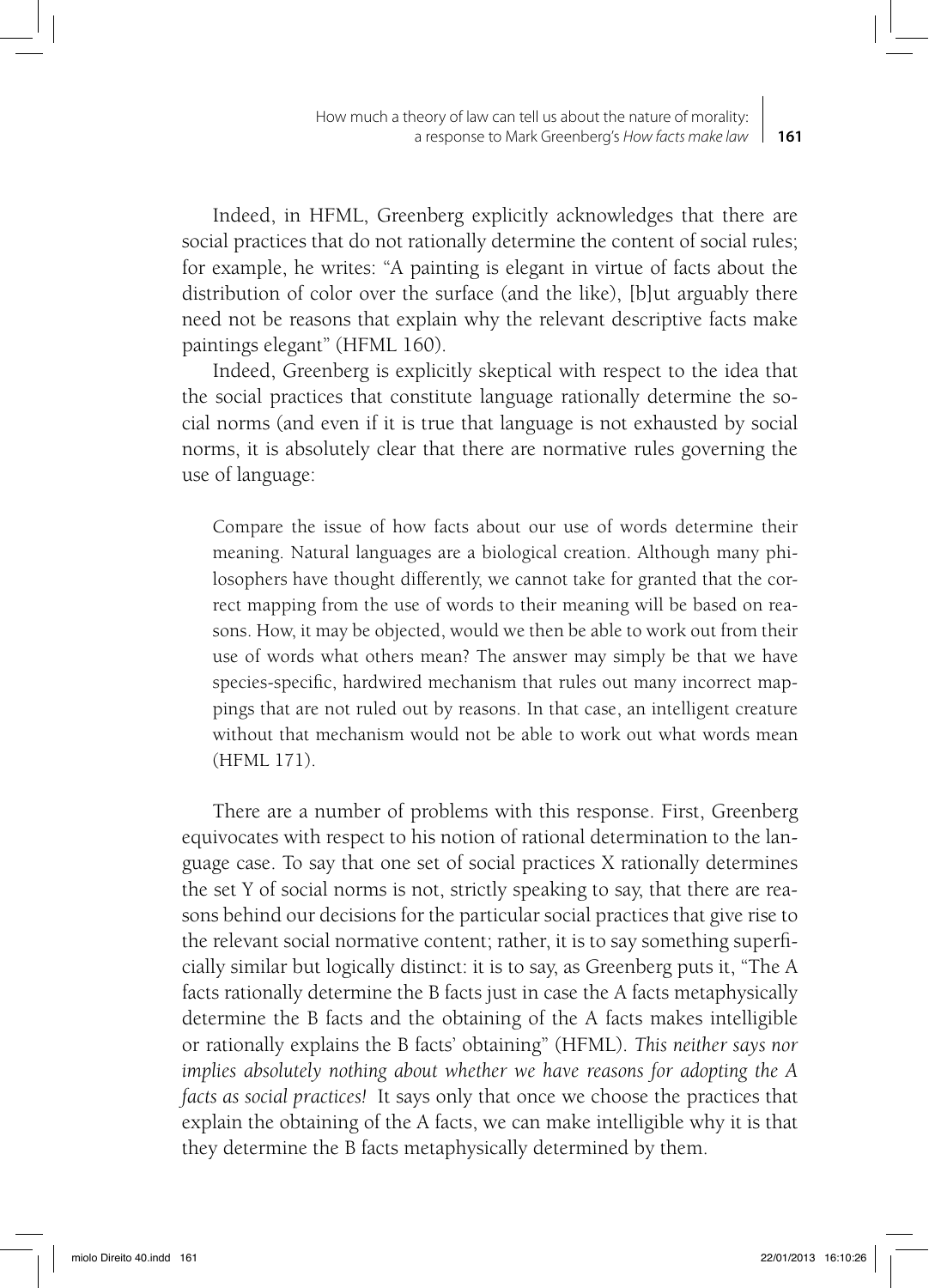Indeed, in HFML, Greenberg explicitly acknowledges that there are social practices that do not rationally determine the content of social rules; for example, he writes: "A painting is elegant in virtue of facts about the distribution of color over the surface (and the like), [b]ut arguably there need not be reasons that explain why the relevant descriptive facts make paintings elegant" (HFML 160).

Indeed, Greenberg is explicitly skeptical with respect to the idea that the social practices that constitute language rationally determine the social norms (and even if it is true that language is not exhausted by social norms, it is absolutely clear that there are normative rules governing the use of language:

> Compare the issue of how facts about our use of words determine their meaning. Natural languages are a biological creation. Although many philosophers have thought differently, we cannot take for granted that the correct mapping from the use of words to their meaning will be based on reasons. How, it may be objected, would we then be able to work out from their use of words what others mean? The answer may simply be that we have species-specific, hardwired mechanism that rules out many incorrect mappings that are not ruled out by reasons. In that case, an intelligent creature without that mechanism would not be able to work out what words mean (HFML 171).

There are a number of problems with this response. First, Greenberg equivocates with respect to his notion of rational determination to the language case. To say that one set of social practices X rationally determines the set Y of social norms is not, strictly speaking to say, that there are reasons behind our decisions for the particular social practices that give rise to the relevant social normative content; rather, it is to say something superficially similar but logically distinct: it is to say, as Greenberg puts it, "The A facts rationally determine the B facts just in case the A facts metaphysically determine the B facts and the obtaining of the A facts makes intelligible or rationally explains the B facts' obtaining" (HFML). *This neither says nor implies absolutely nothing about whether we have reasons for adopting the A facts as social practices!* It says only that once we choose the practices that explain the obtaining of the A facts, we can make intelligible why it is that they determine the B facts metaphysically determined by them.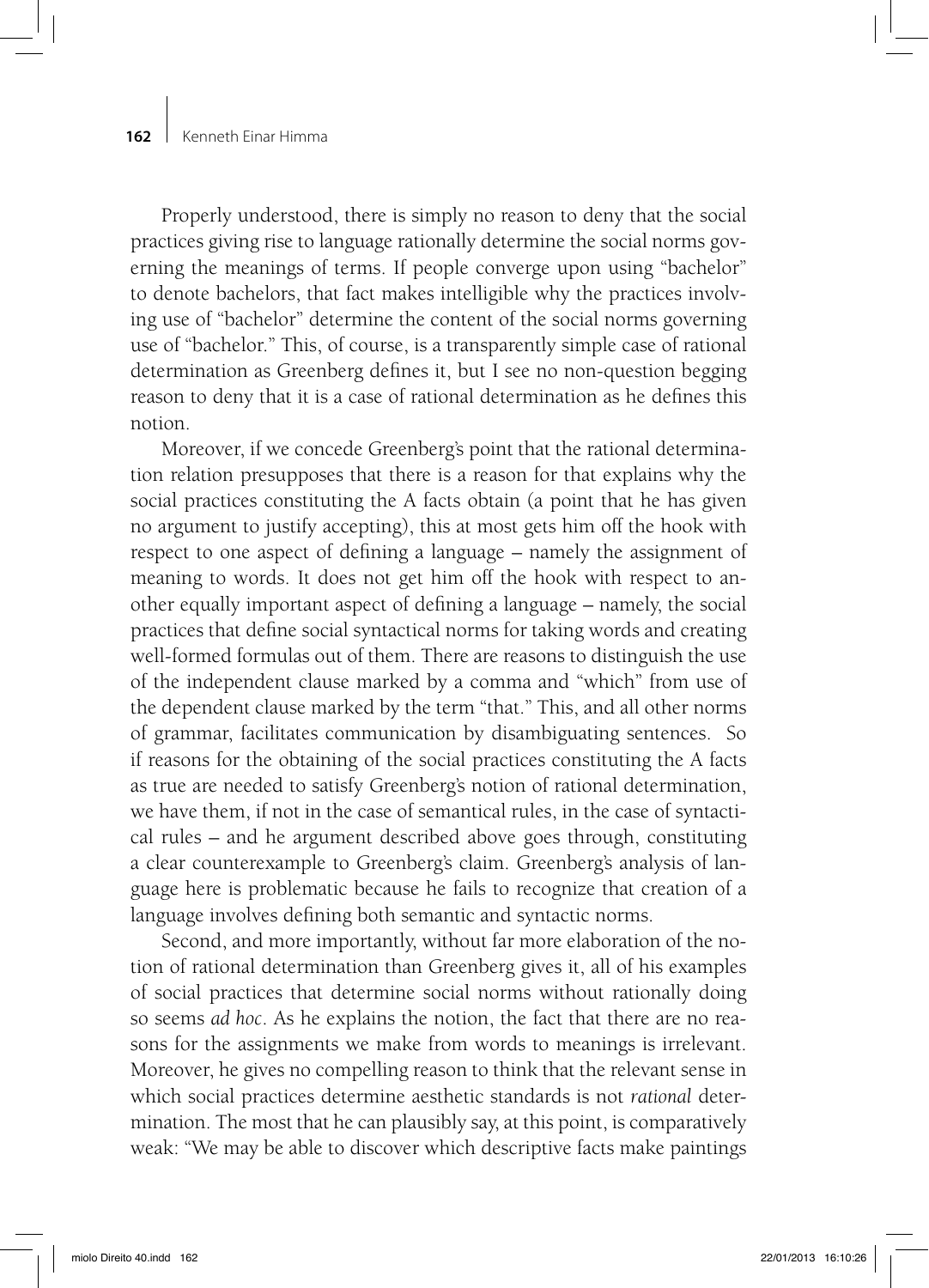Properly understood, there is simply no reason to deny that the social practices giving rise to language rationally determine the social norms governing the meanings of terms. If people converge upon using "bachelor" to denote bachelors, that fact makes intelligible why the practices involving use of "bachelor" determine the content of the social norms governing use of "bachelor." This, of course, is a transparently simple case of rational determination as Greenberg defines it, but I see no non-question begging reason to deny that it is a case of rational determination as he defines this notion.

Moreover, if we concede Greenberg's point that the rational determination relation presupposes that there is a reason for that explains why the social practices constituting the A facts obtain (a point that he has given no argument to justify accepting), this at most gets him off the hook with respect to one aspect of defining a language – namely the assignment of meaning to words. It does not get him off the hook with respect to another equally important aspect of defining a language – namely, the social practices that define social syntactical norms for taking words and creating well-formed formulas out of them. There are reasons to distinguish the use of the independent clause marked by a comma and "which" from use of the dependent clause marked by the term "that." This, and all other norms of grammar, facilitates communication by disambiguating sentences. So if reasons for the obtaining of the social practices constituting the A facts as true are needed to satisfy Greenberg's notion of rational determination, we have them, if not in the case of semantical rules, in the case of syntactical rules – and he argument described above goes through, constituting a clear counterexample to Greenberg's claim. Greenberg's analysis of language here is problematic because he fails to recognize that creation of a language involves defining both semantic and syntactic norms.

Second, and more importantly, without far more elaboration of the notion of rational determination than Greenberg gives it, all of his examples of social practices that determine social norms without rationally doing so seems *ad hoc*. As he explains the notion, the fact that there are no reasons for the assignments we make from words to meanings is irrelevant. Moreover, he gives no compelling reason to think that the relevant sense in which social practices determine aesthetic standards is not *rational* determination. The most that he can plausibly say, at this point, is comparatively weak: "We may be able to discover which descriptive facts make paintings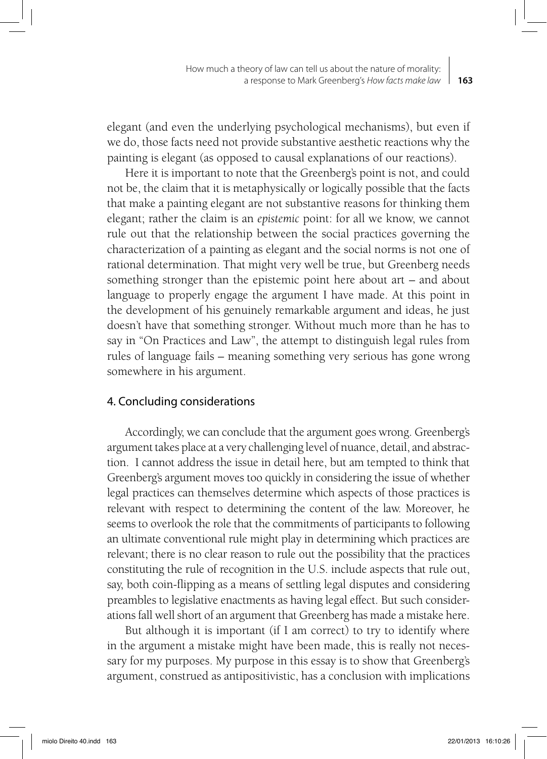elegant (and even the underlying psychological mechanisms), but even if we do, those facts need not provide substantive aesthetic reactions why the painting is elegant (as opposed to causal explanations of our reactions).

Here it is important to note that the Greenberg's point is not, and could not be, the claim that it is metaphysically or logically possible that the facts that make a painting elegant are not substantive reasons for thinking them elegant; rather the claim is an *epistemic* point: for all we know, we cannot rule out that the relationship between the social practices governing the characterization of a painting as elegant and the social norms is not one of rational determination. That might very well be true, but Greenberg needs something stronger than the epistemic point here about art – and about language to properly engage the argument I have made. At this point in the development of his genuinely remarkable argument and ideas, he just doesn't have that something stronger. Without much more than he has to say in "On Practices and Law", the attempt to distinguish legal rules from rules of language fails – meaning something very serious has gone wrong somewhere in his argument.

## 4. Concluding considerations

Accordingly, we can conclude that the argument goes wrong. Greenberg's argument takes place at a very challenging level of nuance, detail, and abstraction. I cannot address the issue in detail here, but am tempted to think that Greenberg's argument moves too quickly in considering the issue of whether legal practices can themselves determine which aspects of those practices is relevant with respect to determining the content of the law. Moreover, he seems to overlook the role that the commitments of participants to following an ultimate conventional rule might play in determining which practices are relevant; there is no clear reason to rule out the possibility that the practices constituting the rule of recognition in the U.S. include aspects that rule out, say, both coin-flipping as a means of settling legal disputes and considering preambles to legislative enactments as having legal effect. But such considerations fall well short of an argument that Greenberg has made a mistake here.

But although it is important (if I am correct) to try to identify where in the argument a mistake might have been made, this is really not necessary for my purposes. My purpose in this essay is to show that Greenberg's argument, construed as antipositivistic, has a conclusion with implications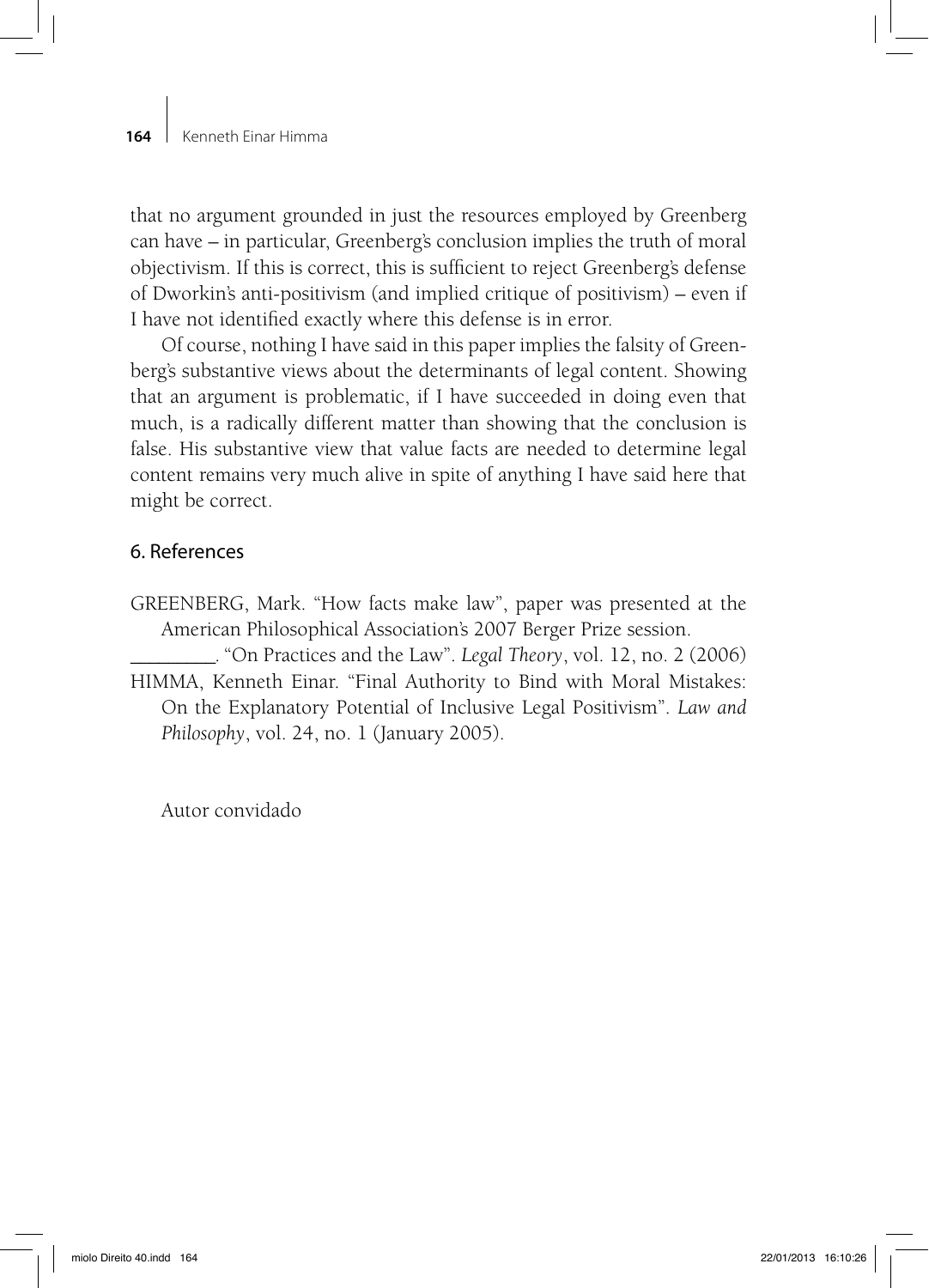that no argument grounded in just the resources employed by Greenberg can have – in particular, Greenberg's conclusion implies the truth of moral objectivism. If this is correct, this is sufficient to reject Greenberg's defense of Dworkin's anti-positivism (and implied critique of positivism) – even if I have not identified exactly where this defense is in error.

Of course, nothing I have said in this paper implies the falsity of Greenberg's substantive views about the determinants of legal content. Showing that an argument is problematic, if I have succeeded in doing even that much, is a radically different matter than showing that the conclusion is false. His substantive view that value facts are needed to determine legal content remains very much alive in spite of anything I have said here that might be correct.

## 6. References

GREENBERG, Mark. "How facts make law", paper was presented at the American Philosophical Association's 2007 Berger Prize session.

________. "On Practices and the Law". *Legal Theory*, vol. 12, no. 2 (2006)

HIMMA, Kenneth Einar. "Final Authority to Bind with Moral Mistakes: On the Explanatory Potential of Inclusive Legal Positivism". *Law and Philosophy*, vol. 24, no. 1 (January 2005).

Autor convidado